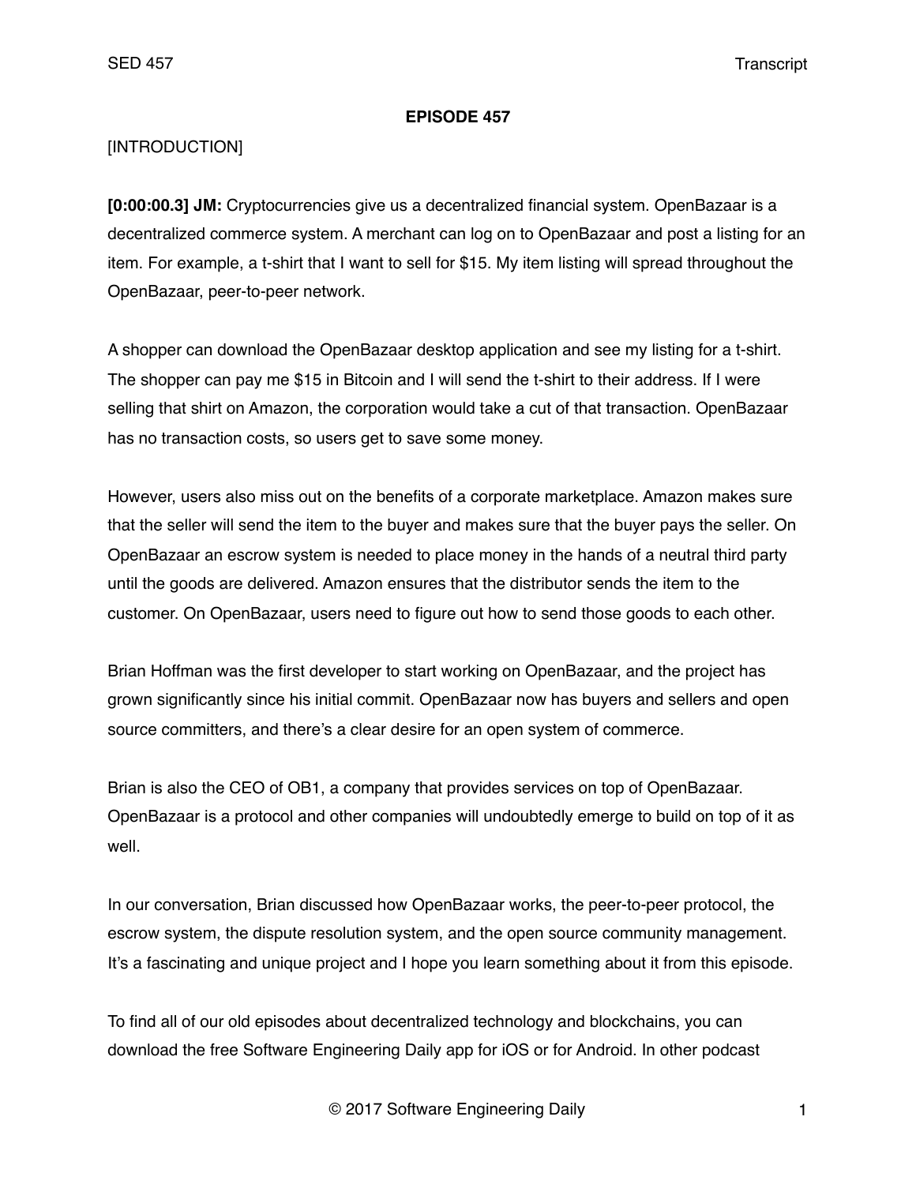**EPISODE 457**

[INTRODUCTION]

**[0:00:00.3] JM:** Cryptocurrencies give us a decentralized financial system. OpenBazaar is a decentralized commerce system. A merchant can log on to OpenBazaar and post a listing for an item. For example, a t-shirt that I want to sell for $15. My item listing will spread throughout the OpenBazaar, peer-to-peer network.

A shopper can download the OpenBazaar desktop application and see my listing for a t-shirt. The shopper can pay me $15 in Bitcoin and I will send the t-shirt to their address. If I were selling that shirt on Amazon, the corporation would take a cut of that transaction. OpenBazaar has no transaction costs, so users get to save some money.

However, users also miss out on the benefits of a corporate marketplace. Amazon makes sure that the seller will send the item to the buyer and makes sure that the buyer pays the seller. On OpenBazaar an escrow system is needed to place money in the hands of a neutral third party until the goods are delivered. Amazon ensures that the distributor sends the item to the customer. On OpenBazaar, users need to figure out how to send those goods to each other.

Brian Hoffman was the first developer to start working on OpenBazaar, and the project has grown significantly since his initial commit. OpenBazaar now has buyers and sellers and open source committers, and there's a clear desire for an open system of commerce.

Brian is also the CEO of OB1, a company that provides services on top of OpenBazaar. OpenBazaar is a protocol and other companies will undoubtedly emerge to build on top of it as well.

In our conversation, Brian discussed how OpenBazaar works, the peer-to-peer protocol, the escrow system, the dispute resolution system, and the open source community management. It's a fascinating and unique project and I hope you learn something about it from this episode.

To find all of our old episodes about decentralized technology and blockchains, you can download the free Software Engineering Daily app for iOS or for Android. In other podcast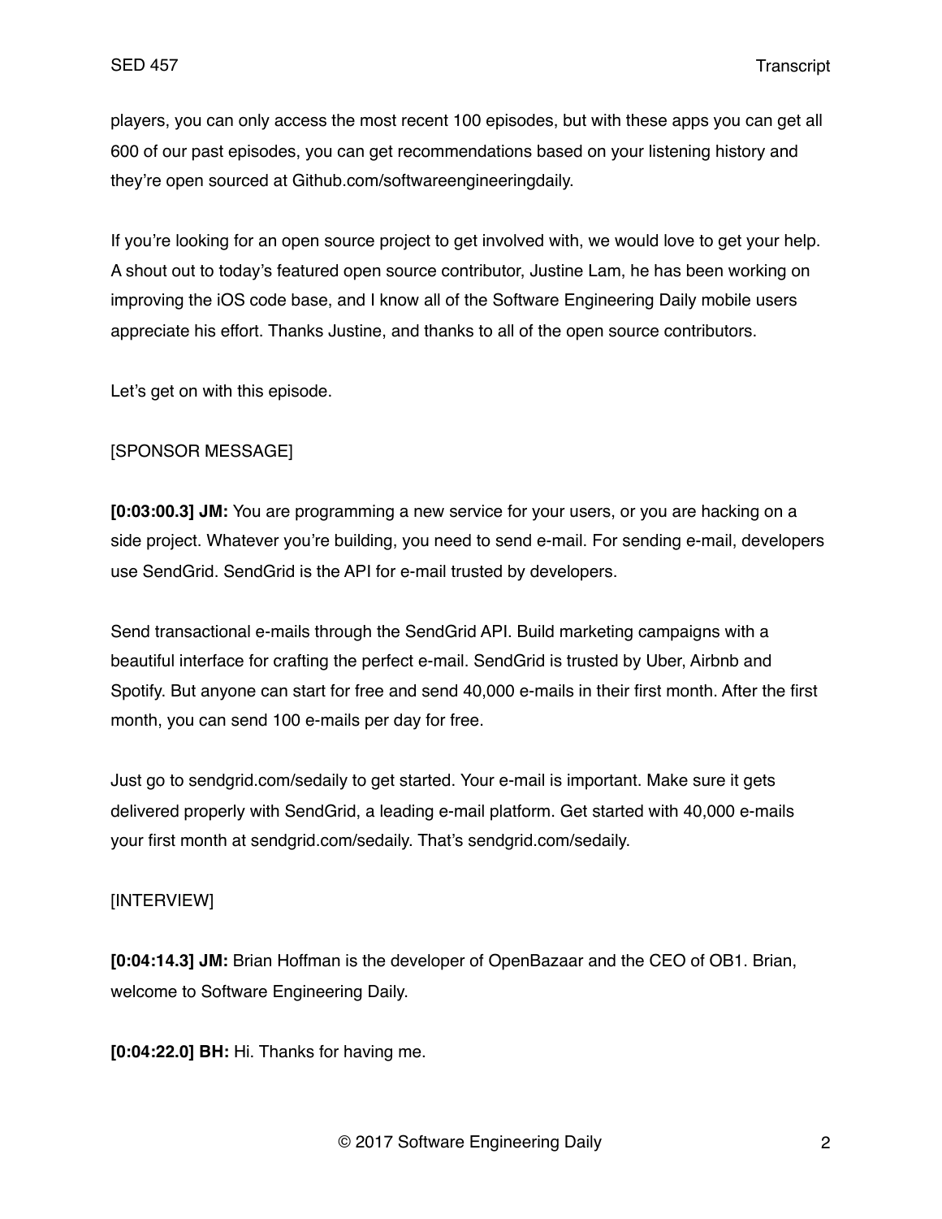players, you can only access the most recent 100 episodes, but with these apps you can get all 600 of our past episodes, you can get recommendations based on your listening history and they're open sourced at Github.com/softwareengineeringdaily.

If you're looking for an open source project to get involved with, we would love to get your help. A shout out to today's featured open source contributor, Justine Lam, he has been working on improving the iOS code base, and I know all of the Software Engineering Daily mobile users appreciate his effort. Thanks Justine, and thanks to all of the open source contributors.

Let's get on with this episode.

[SPONSOR MESSAGE]

**[0:03:00.3] JM:** You are programming a new service for your users, or you are hacking on a side project. Whatever you're building, you need to send e-mail. For sending e-mail, developers use SendGrid. SendGrid is the API for e-mail trusted by developers.

Send transactional e-mails through the SendGrid API. Build marketing campaigns with a beautiful interface for crafting the perfect e-mail. SendGrid is trusted by Uber, Airbnb and Spotify. But anyone can start for free and send 40,000 e-mails in their first month. After the first month, you can send 100 e-mails per day for free.

Just go to sendgrid.com/sedaily to get started. Your e-mail is important. Make sure it gets delivered properly with SendGrid, a leading e-mail platform. Get started with 40,000 e-mails your first month at sendgrid.com/sedaily. That's sendgrid.com/sedaily.

[INTERVIEW]

**[0:04:14.3] JM:** Brian Hoffman is the developer of OpenBazaar and the CEO of OB1. Brian, welcome to Software Engineering Daily.

**[0:04:22.0] BH:** Hi. Thanks for having me.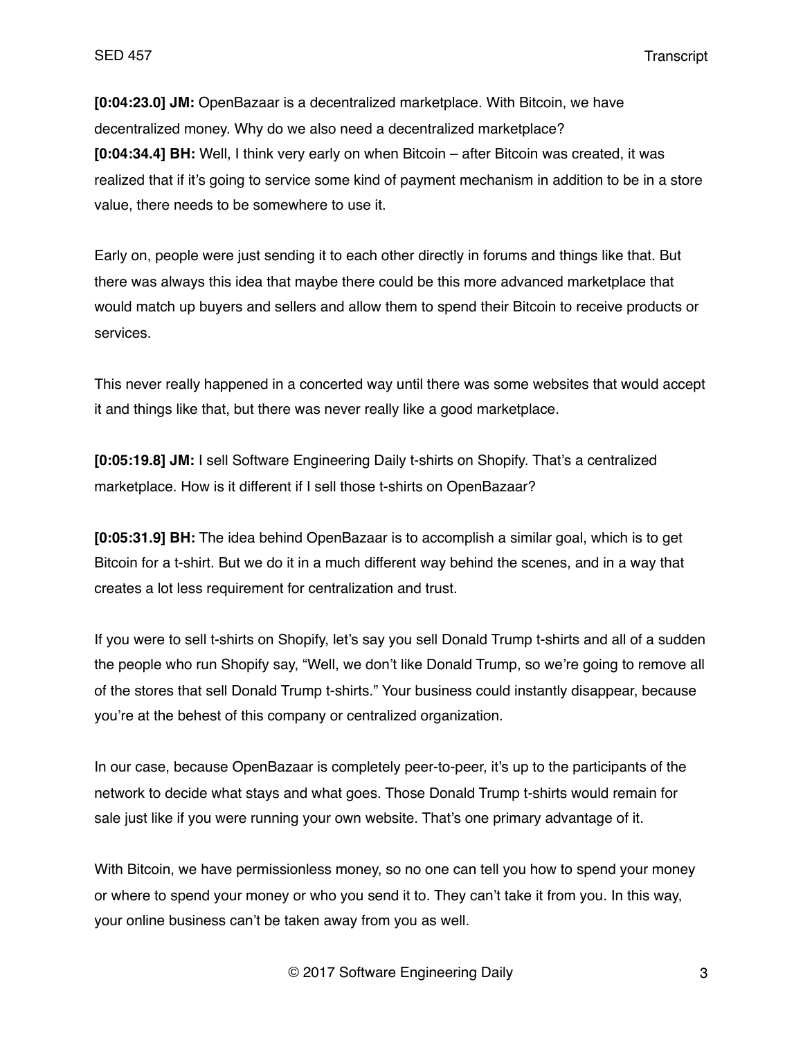**[0:04:23.0] JM:** OpenBazaar is a decentralized marketplace. With Bitcoin, we have decentralized money. Why do we also need a decentralized marketplace?

**[0:04:34.4] BH:** Well, I think very early on when Bitcoin – after Bitcoin was created, it was realized that if it's going to service some kind of payment mechanism in addition to be in a store value, there needs to be somewhere to use it.

Early on, people were just sending it to each other directly in forums and things like that. But there was always this idea that maybe there could be this more advanced marketplace that would match up buyers and sellers and allow them to spend their Bitcoin to receive products or services.

This never really happened in a concerted way until there was some websites that would accept it and things like that, but there was never really like a good marketplace.

**[0:05:19.8] JM:** I sell Software Engineering Daily t-shirts on Shopify. That's a centralized marketplace. How is it different if I sell those t-shirts on OpenBazaar?

**[0:05:31.9] BH:** The idea behind OpenBazaar is to accomplish a similar goal, which is to get Bitcoin for a t-shirt. But we do it in a much different way behind the scenes, and in a way that creates a lot less requirement for centralization and trust.

If you were to sell t-shirts on Shopify, let's say you sell Donald Trump t-shirts and all of a sudden the people who run Shopify say, "Well, we don't like Donald Trump, so we're going to remove all of the stores that sell Donald Trump t-shirts." Your business could instantly disappear, because you're at the behest of this company or centralized organization.

In our case, because OpenBazaar is completely peer-to-peer, it's up to the participants of the network to decide what stays and what goes. Those Donald Trump t-shirts would remain for sale just like if you were running your own website. That's one primary advantage of it.

With Bitcoin, we have permissionless money, so no one can tell you how to spend your money or where to spend your money or who you send it to. They can't take it from you. In this way, your online business can't be taken away from you as well.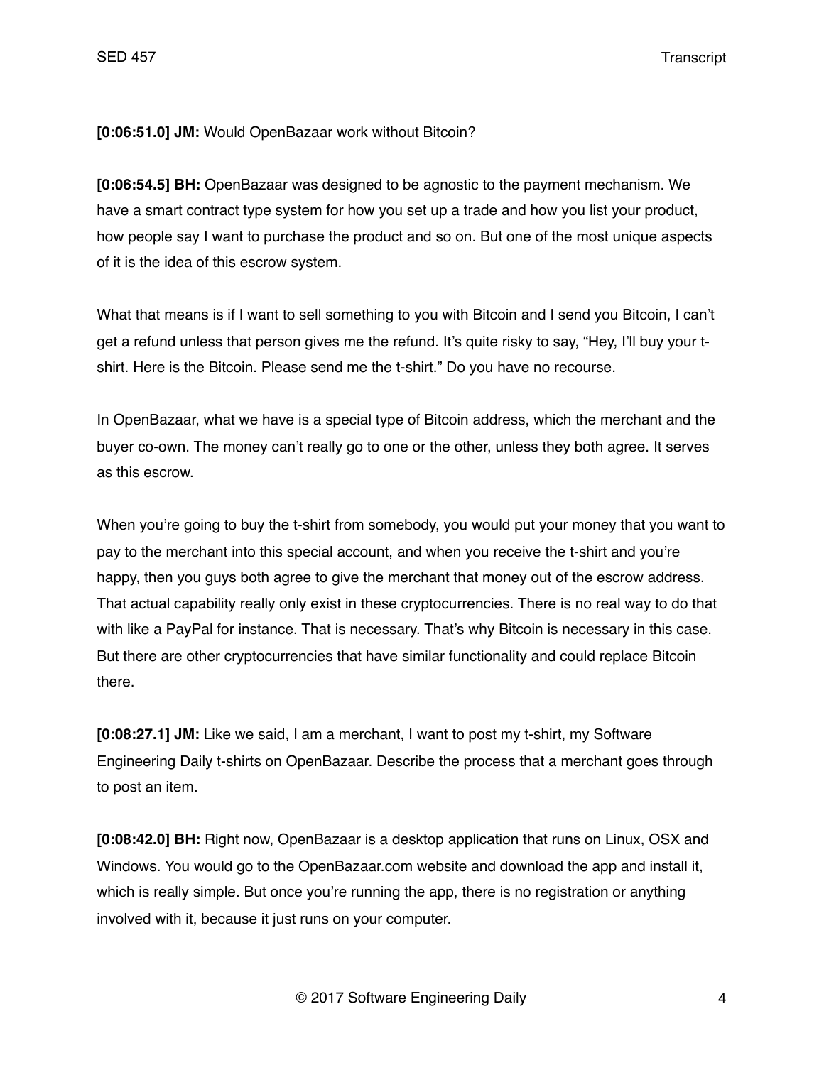**[0:06:51.0] JM:** Would OpenBazaar work without Bitcoin?

**[0:06:54.5] BH:** OpenBazaar was designed to be agnostic to the payment mechanism. We have a smart contract type system for how you set up a trade and how you list your product, how people say I want to purchase the product and so on. But one of the most unique aspects of it is the idea of this escrow system.

What that means is if I want to sell something to you with Bitcoin and I send you Bitcoin, I can't get a refund unless that person gives me the refund. It's quite risky to say, "Hey, I'll buy your t-shirt. Here is the Bitcoin. Please send me the t-shirt." Do you have no recourse.

In OpenBazaar, what we have is a special type of Bitcoin address, which the merchant and the buyer co-own. The money can't really go to one or the other, unless they both agree. It serves as this escrow.

When you're going to buy the t-shirt from somebody, you would put your money that you want to pay to the merchant into this special account, and when you receive the t-shirt and you're happy, then you guys both agree to give the merchant that money out of the escrow address. That actual capability really only exist in these cryptocurrencies. There is no real way to do that with like a PayPal for instance. That is necessary. That's why Bitcoin is necessary in this case. But there are other cryptocurrencies that have similar functionality and could replace Bitcoin there.

**[0:08:27.1] JM:** Like we said, I am a merchant, I want to post my t-shirt, my Software Engineering Daily t-shirts on OpenBazaar. Describe the process that a merchant goes through to post an item.

**[0:08:42.0] BH:** Right now, OpenBazaar is a desktop application that runs on Linux, OSX and Windows. You would go to the OpenBazaar.com website and download the app and install it, which is really simple. But once you're running the app, there is no registration or anything involved with it, because it just runs on your computer.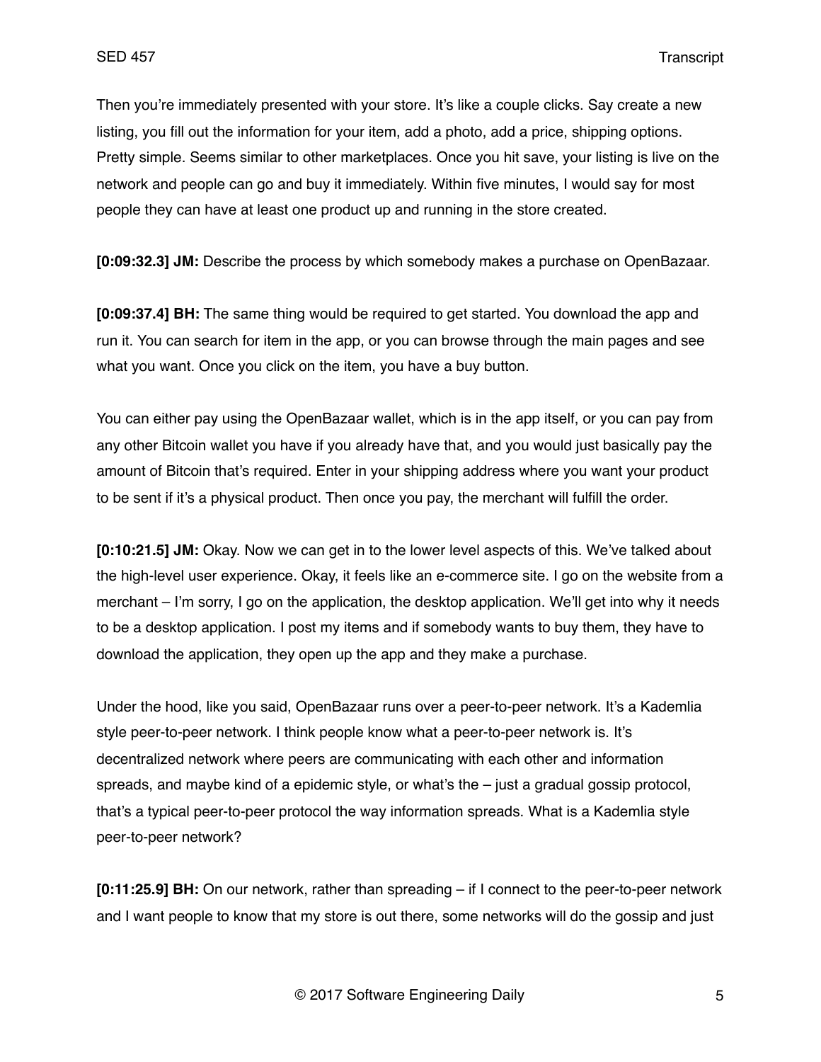Then you're immediately presented with your store. It's like a couple clicks. Say create a new listing, you fill out the information for your item, add a photo, add a price, shipping options. Pretty simple. Seems similar to other marketplaces. Once you hit save, your listing is live on the network and people can go and buy it immediately. Within five minutes, I would say for most people they can have at least one product up and running in the store created.

**[0:09:32.3] JM:** Describe the process by which somebody makes a purchase on OpenBazaar.

**[0:09:37.4] BH:** The same thing would be required to get started. You download the app and run it. You can search for item in the app, or you can browse through the main pages and see what you want. Once you click on the item, you have a buy button.

You can either pay using the OpenBazaar wallet, which is in the app itself, or you can pay from any other Bitcoin wallet you have if you already have that, and you would just basically pay the amount of Bitcoin that's required. Enter in your shipping address where you want your product to be sent if it's a physical product. Then once you pay, the merchant will fulfill the order.

**[0:10:21.5] JM:** Okay. Now we can get in to the lower level aspects of this. We've talked about the high-level user experience. Okay, it feels like an e-commerce site. I go on the website from a merchant – I'm sorry, I go on the application, the desktop application. We'll get into why it needs to be a desktop application. I post my items and if somebody wants to buy them, they have to download the application, they open up the app and they make a purchase.

Under the hood, like you said, OpenBazaar runs over a peer-to-peer network. It's a Kademlia style peer-to-peer network. I think people know what a peer-to-peer network is. It's decentralized network where peers are communicating with each other and information spreads, and maybe kind of a epidemic style, or what's the – just a gradual gossip protocol, that's a typical peer-to-peer protocol the way information spreads. What is a Kademlia style peer-to-peer network?

**[0:11:25.9] BH:** On our network, rather than spreading – if I connect to the peer-to-peer network and I want people to know that my store is out there, some networks will do the gossip and just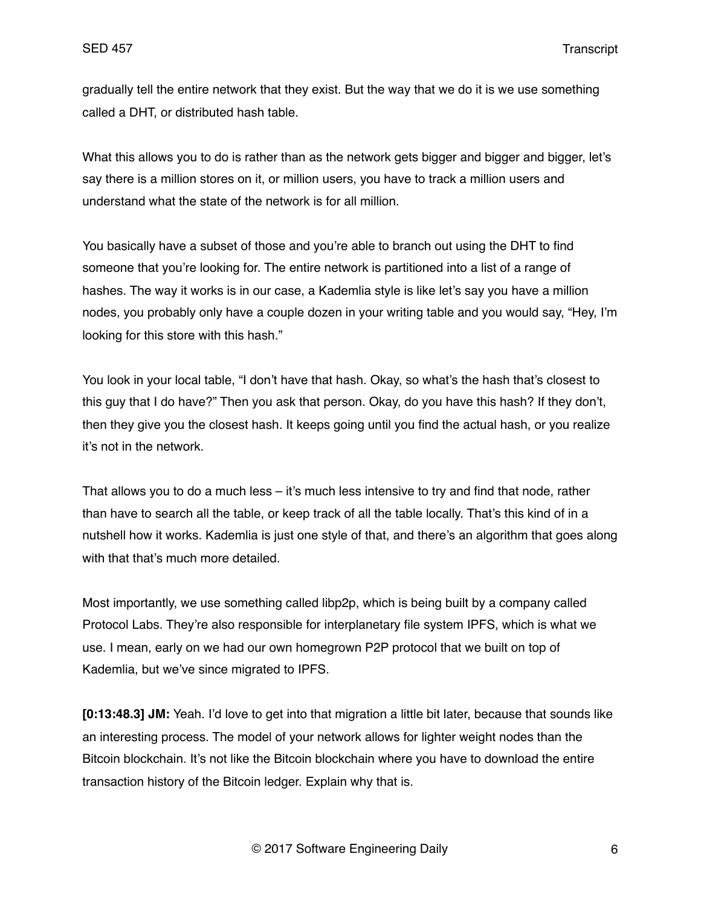gradually tell the entire network that they exist. But the way that we do it is we use something called a DHT, or distributed hash table.

What this allows you to do is rather than as the network gets bigger and bigger and bigger, let's say there is a million stores on it, or million users, you have to track a million users and understand what the state of the network is for all million.

You basically have a subset of those and you're able to branch out using the DHT to find someone that you're looking for. The entire network is partitioned into a list of a range of hashes. The way it works is in our case, a Kademlia style is like let's say you have a million nodes, you probably only have a couple dozen in your writing table and you would say, "Hey, I'm looking for this store with this hash."

You look in your local table, "I don't have that hash. Okay, so what's the hash that's closest to this guy that I do have?" Then you ask that person. Okay, do you have this hash? If they don't, then they give you the closest hash. It keeps going until you find the actual hash, or you realize it's not in the network.

That allows you to do a much less – it's much less intensive to try and find that node, rather than have to search all the table, or keep track of all the table locally. That's this kind of in a nutshell how it works. Kademlia is just one style of that, and there's an algorithm that goes along with that that's much more detailed.

Most importantly, we use something called libp2p, which is being built by a company called Protocol Labs. They're also responsible for interplanetary file system IPFS, which is what we use. I mean, early on we had our own homegrown P2P protocol that we built on top of Kademlia, but we've since migrated to IPFS.

**[0:13:48.3] JM:** Yeah. I'd love to get into that migration a little bit later, because that sounds like an interesting process. The model of your network allows for lighter weight nodes than the Bitcoin blockchain. It's not like the Bitcoin blockchain where you have to download the entire transaction history of the Bitcoin ledger. Explain why that is.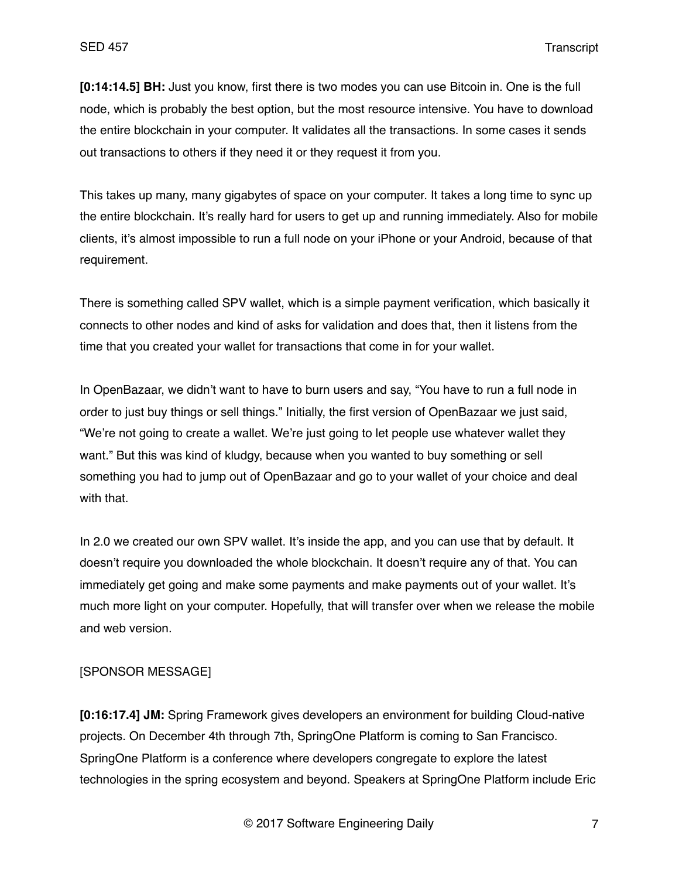**[0:14:14.5] BH:** Just you know, first there is two modes you can use Bitcoin in. One is the full node, which is probably the best option, but the most resource intensive. You have to download the entire blockchain in your computer. It validates all the transactions. In some cases it sends out transactions to others if they need it or they request it from you.

This takes up many, many gigabytes of space on your computer. It takes a long time to sync up the entire blockchain. It's really hard for users to get up and running immediately. Also for mobile clients, it's almost impossible to run a full node on your iPhone or your Android, because of that requirement.

There is something called SPV wallet, which is a simple payment verification, which basically it connects to other nodes and kind of asks for validation and does that, then it listens from the time that you created your wallet for transactions that come in for your wallet.

In OpenBazaar, we didn't want to have to burn users and say, "You have to run a full node in order to just buy things or sell things." Initially, the first version of OpenBazaar we just said, "We're not going to create a wallet. We're just going to let people use whatever wallet they want." But this was kind of kludgy, because when you wanted to buy something or sell something you had to jump out of OpenBazaar and go to your wallet of your choice and deal with that.

In 2.0 we created our own SPV wallet. It's inside the app, and you can use that by default. It doesn't require you downloaded the whole blockchain. It doesn't require any of that. You can immediately get going and make some payments and make payments out of your wallet. It's much more light on your computer. Hopefully, that will transfer over when we release the mobile and web version.

[SPONSOR MESSAGE]

**[0:16:17.4] JM:** Spring Framework gives developers an environment for building Cloud-native projects. On December 4th through 7th, SpringOne Platform is coming to San Francisco. SpringOne Platform is a conference where developers congregate to explore the latest technologies in the spring ecosystem and beyond. Speakers at SpringOne Platform include Eric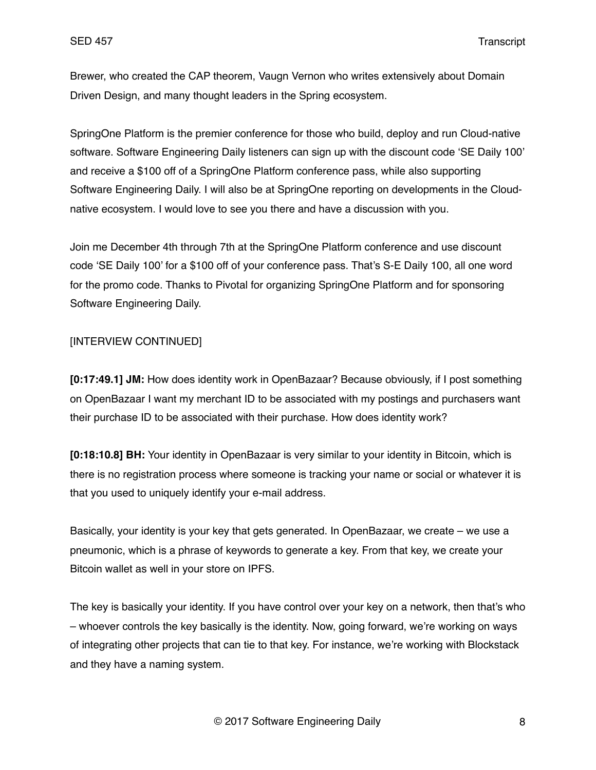Brewer, who created the CAP theorem, Vaugn Vernon who writes extensively about Domain Driven Design, and many thought leaders in the Spring ecosystem.

SpringOne Platform is the premier conference for those who build, deploy and run Cloud-native software. Software Engineering Daily listeners can sign up with the discount code 'SE Daily 100' and receive a $100 off of a SpringOne Platform conference pass, while also supporting Software Engineering Daily. I will also be at SpringOne reporting on developments in the Cloud-native ecosystem. I would love to see you there and have a discussion with you.

Join me December 4th through 7th at the SpringOne Platform conference and use discount code 'SE Daily 100' for a $100 off of your conference pass. That's S-E Daily 100, all one word for the promo code. Thanks to Pivotal for organizing SpringOne Platform and for sponsoring Software Engineering Daily.

[INTERVIEW CONTINUED]

**[0:17:49.1] JM:** How does identity work in OpenBazaar? Because obviously, if I post something on OpenBazaar I want my merchant ID to be associated with my postings and purchasers want their purchase ID to be associated with their purchase. How does identity work?

**[0:18:10.8] BH:** Your identity in OpenBazaar is very similar to your identity in Bitcoin, which is there is no registration process where someone is tracking your name or social or whatever it is that you used to uniquely identify your e-mail address.

Basically, your identity is your key that gets generated. In OpenBazaar, we create – we use a pneumonic, which is a phrase of keywords to generate a key. From that key, we create your Bitcoin wallet as well in your store on IPFS.

The key is basically your identity. If you have control over your key on a network, then that's who – whoever controls the key basically is the identity. Now, going forward, we're working on ways of integrating other projects that can tie to that key. For instance, we're working with Blockstack and they have a naming system.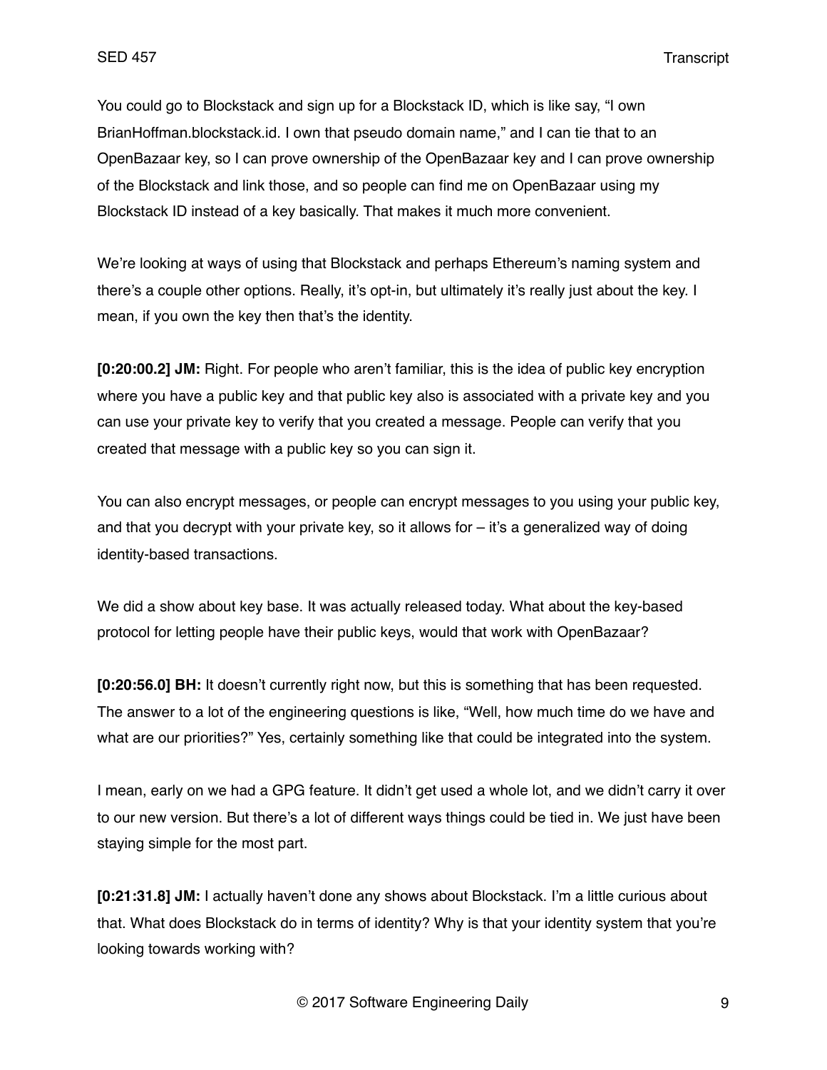You could go to Blockstack and sign up for a Blockstack ID, which is like say, "I own BrianHoffman.blockstack.id. I own that pseudo domain name," and I can tie that to an OpenBazaar key, so I can prove ownership of the OpenBazaar key and I can prove ownership of the Blockstack and link those, and so people can find me on OpenBazaar using my Blockstack ID instead of a key basically. That makes it much more convenient.

We're looking at ways of using that Blockstack and perhaps Ethereum's naming system and there's a couple other options. Really, it's opt-in, but ultimately it's really just about the key. I mean, if you own the key then that's the identity.

**[0:20:00.2] JM:** Right. For people who aren't familiar, this is the idea of public key encryption where you have a public key and that public key also is associated with a private key and you can use your private key to verify that you created a message. People can verify that you created that message with a public key so you can sign it.

You can also encrypt messages, or people can encrypt messages to you using your public key, and that you decrypt with your private key, so it allows for – it's a generalized way of doing identity-based transactions.

We did a show about key base. It was actually released today. What about the key-based protocol for letting people have their public keys, would that work with OpenBazaar?

**[0:20:56.0] BH:** It doesn't currently right now, but this is something that has been requested. The answer to a lot of the engineering questions is like, "Well, how much time do we have and what are our priorities?" Yes, certainly something like that could be integrated into the system.

I mean, early on we had a GPG feature. It didn't get used a whole lot, and we didn't carry it over to our new version. But there's a lot of different ways things could be tied in. We just have been staying simple for the most part.

**[0:21:31.8] JM:** I actually haven't done any shows about Blockstack. I'm a little curious about that. What does Blockstack do in terms of identity? Why is that your identity system that you're looking towards working with?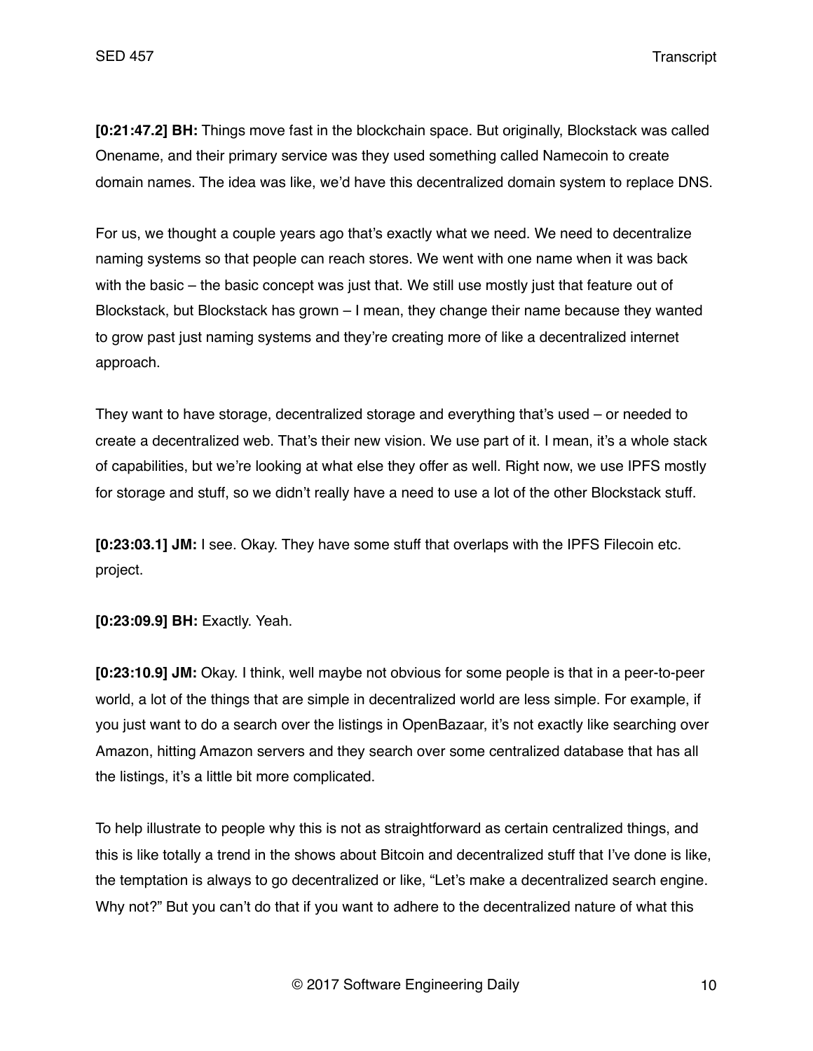**[0:21:47.2] BH:** Things move fast in the blockchain space. But originally, Blockstack was called Onename, and their primary service was they used something called Namecoin to create domain names. The idea was like, we'd have this decentralized domain system to replace DNS.

For us, we thought a couple years ago that's exactly what we need. We need to decentralize naming systems so that people can reach stores. We went with one name when it was back with the basic – the basic concept was just that. We still use mostly just that feature out of Blockstack, but Blockstack has grown – I mean, they change their name because they wanted to grow past just naming systems and they're creating more of like a decentralized internet approach.

They want to have storage, decentralized storage and everything that's used – or needed to create a decentralized web. That's their new vision. We use part of it. I mean, it's a whole stack of capabilities, but we're looking at what else they offer as well. Right now, we use IPFS mostly for storage and stuff, so we didn't really have a need to use a lot of the other Blockstack stuff.

**[0:23:03.1] JM:** I see. Okay. They have some stuff that overlaps with the IPFS Filecoin etc. project.

**[0:23:09.9] BH:** Exactly. Yeah.

**[0:23:10.9] JM:** Okay. I think, well maybe not obvious for some people is that in a peer-to-peer world, a lot of the things that are simple in decentralized world are less simple. For example, if you just want to do a search over the listings in OpenBazaar, it's not exactly like searching over Amazon, hitting Amazon servers and they search over some centralized database that has all the listings, it's a little bit more complicated.

To help illustrate to people why this is not as straightforward as certain centralized things, and this is like totally a trend in the shows about Bitcoin and decentralized stuff that I've done is like, the temptation is always to go decentralized or like, "Let's make a decentralized search engine. Why not?" But you can't do that if you want to adhere to the decentralized nature of what this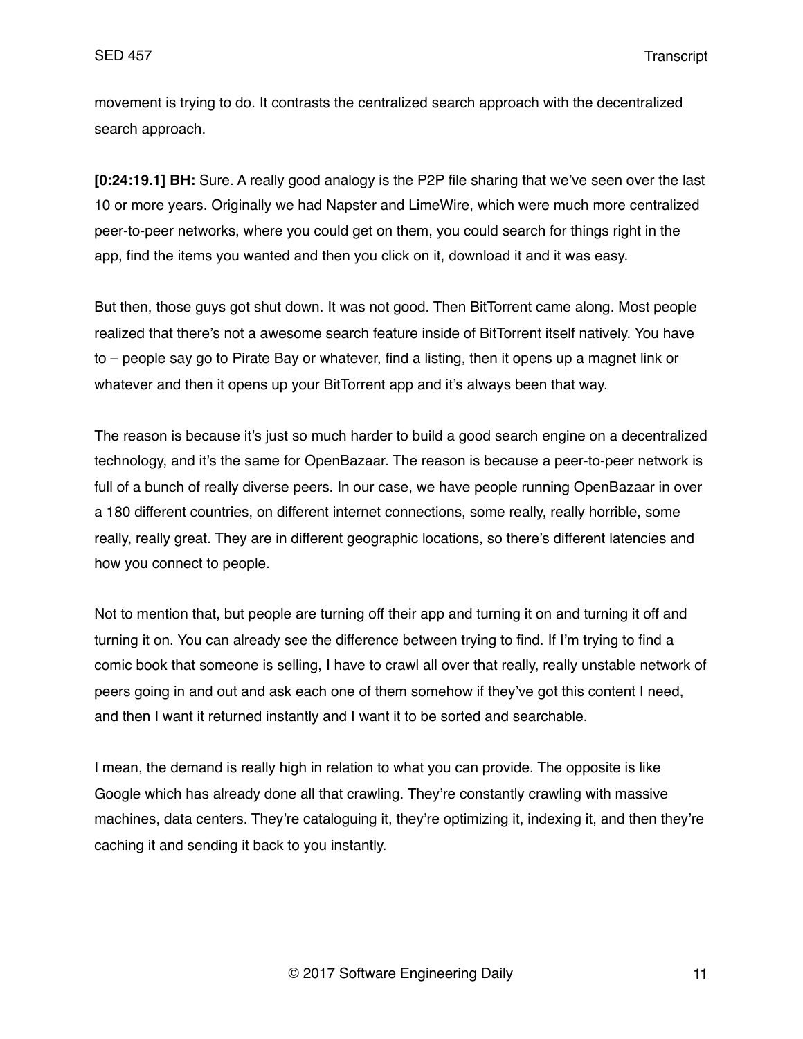movement is trying to do. It contrasts the centralized search approach with the decentralized search approach.

**[0:24:19.1] BH:** Sure. A really good analogy is the P2P file sharing that we've seen over the last 10 or more years. Originally we had Napster and LimeWire, which were much more centralized peer-to-peer networks, where you could get on them, you could search for things right in the app, find the items you wanted and then you click on it, download it and it was easy.

But then, those guys got shut down. It was not good. Then BitTorrent came along. Most people realized that there's not a awesome search feature inside of BitTorrent itself natively. You have to – people say go to Pirate Bay or whatever, find a listing, then it opens up a magnet link or whatever and then it opens up your BitTorrent app and it's always been that way.

The reason is because it's just so much harder to build a good search engine on a decentralized technology, and it's the same for OpenBazaar. The reason is because a peer-to-peer network is full of a bunch of really diverse peers. In our case, we have people running OpenBazaar in over a 180 different countries, on different internet connections, some really, really horrible, some really, really great. They are in different geographic locations, so there's different latencies and how you connect to people.

Not to mention that, but people are turning off their app and turning it on and turning it off and turning it on. You can already see the difference between trying to find. If I'm trying to find a comic book that someone is selling, I have to crawl all over that really, really unstable network of peers going in and out and ask each one of them somehow if they've got this content I need, and then I want it returned instantly and I want it to be sorted and searchable.

I mean, the demand is really high in relation to what you can provide. The opposite is like Google which has already done all that crawling. They're constantly crawling with massive machines, data centers. They're cataloguing it, they're optimizing it, indexing it, and then they're caching it and sending it back to you instantly.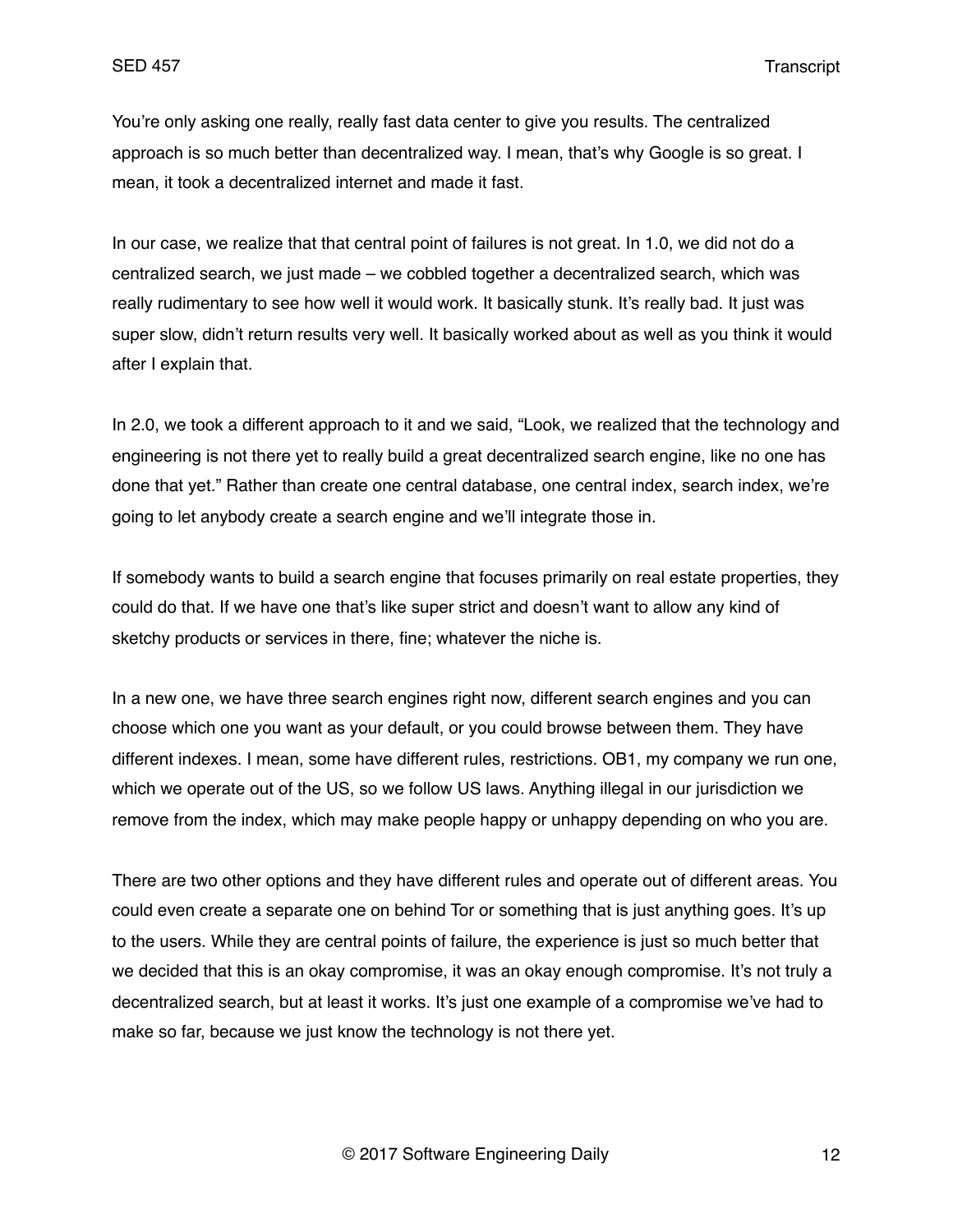You're only asking one really, really fast data center to give you results. The centralized approach is so much better than decentralized way. I mean, that's why Google is so great. I mean, it took a decentralized internet and made it fast.

In our case, we realize that that central point of failures is not great. In 1.0, we did not do a centralized search, we just made – we cobbled together a decentralized search, which was really rudimentary to see how well it would work. It basically stunk. It's really bad. It just was super slow, didn't return results very well. It basically worked about as well as you think it would after I explain that.

In 2.0, we took a different approach to it and we said, "Look, we realized that the technology and engineering is not there yet to really build a great decentralized search engine, like no one has done that yet." Rather than create one central database, one central index, search index, we're going to let anybody create a search engine and we'll integrate those in.

If somebody wants to build a search engine that focuses primarily on real estate properties, they could do that. If we have one that's like super strict and doesn't want to allow any kind of sketchy products or services in there, fine; whatever the niche is.

In a new one, we have three search engines right now, different search engines and you can choose which one you want as your default, or you could browse between them. They have different indexes. I mean, some have different rules, restrictions. OB1, my company we run one, which we operate out of the US, so we follow US laws. Anything illegal in our jurisdiction we remove from the index, which may make people happy or unhappy depending on who you are.

There are two other options and they have different rules and operate out of different areas. You could even create a separate one on behind Tor or something that is just anything goes. It's up to the users. While they are central points of failure, the experience is just so much better that we decided that this is an okay compromise, it was an okay enough compromise. It's not truly a decentralized search, but at least it works. It's just one example of a compromise we've had to make so far, because we just know the technology is not there yet.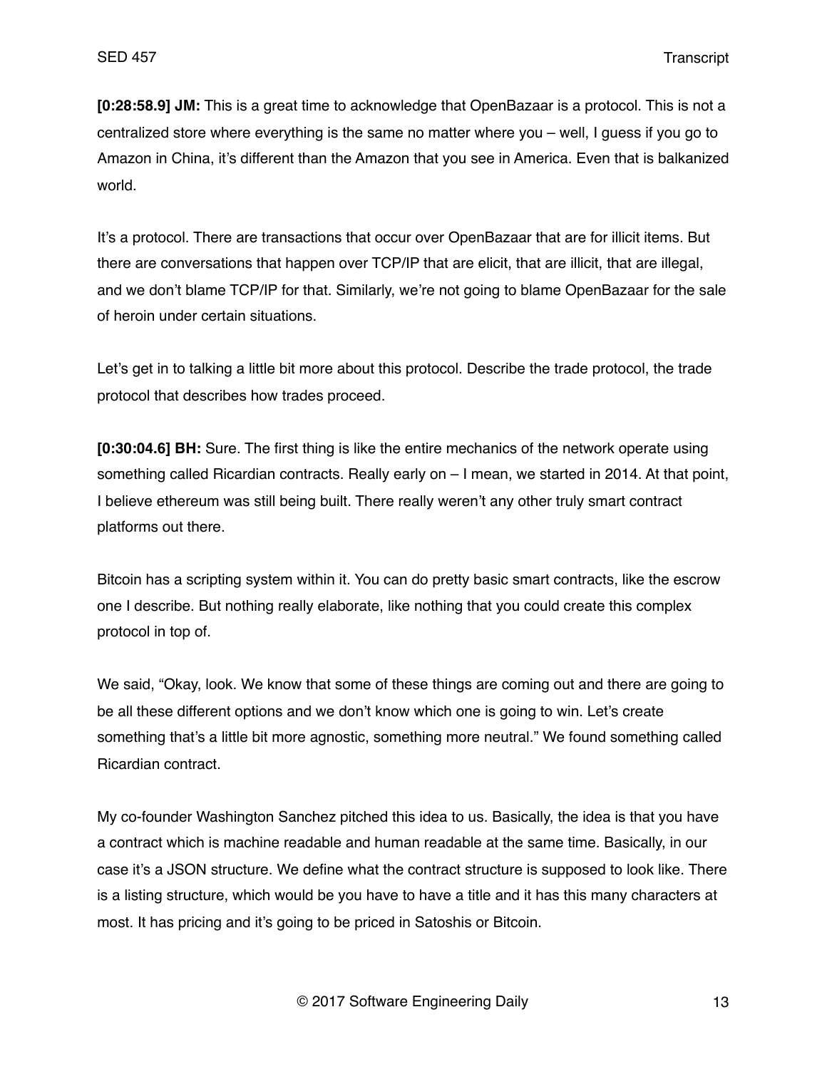**[0:28:58.9] JM:** This is a great time to acknowledge that OpenBazaar is a protocol. This is not a centralized store where everything is the same no matter where you – well, I guess if you go to Amazon in China, it's different than the Amazon that you see in America. Even that is balkanized world.

It's a protocol. There are transactions that occur over OpenBazaar that are for illicit items. But there are conversations that happen over TCP/IP that are elicit, that are illicit, that are illegal, and we don't blame TCP/IP for that. Similarly, we're not going to blame OpenBazaar for the sale of heroin under certain situations.

Let's get in to talking a little bit more about this protocol. Describe the trade protocol, the trade protocol that describes how trades proceed.

**[0:30:04.6] BH:** Sure. The first thing is like the entire mechanics of the network operate using something called Ricardian contracts. Really early on – I mean, we started in 2014. At that point, I believe ethereum was still being built. There really weren't any other truly smart contract platforms out there.

Bitcoin has a scripting system within it. You can do pretty basic smart contracts, like the escrow one I describe. But nothing really elaborate, like nothing that you could create this complex protocol in top of.

We said, "Okay, look. We know that some of these things are coming out and there are going to be all these different options and we don't know which one is going to win. Let's create something that's a little bit more agnostic, something more neutral." We found something called Ricardian contract.

My co-founder Washington Sanchez pitched this idea to us. Basically, the idea is that you have a contract which is machine readable and human readable at the same time. Basically, in our case it's a JSON structure. We define what the contract structure is supposed to look like. There is a listing structure, which would be you have to have a title and it has this many characters at most. It has pricing and it's going to be priced in Satoshis or Bitcoin.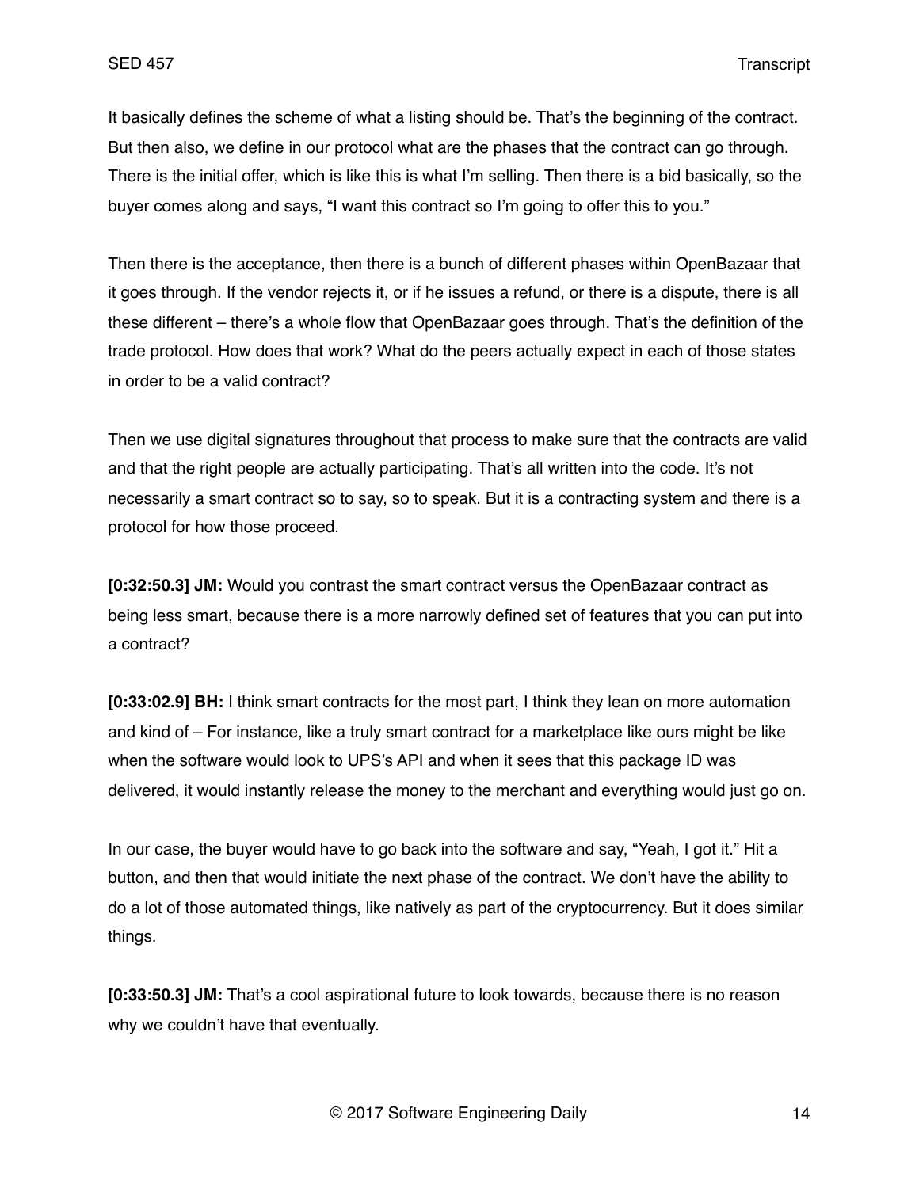It basically defines the scheme of what a listing should be. That's the beginning of the contract. But then also, we define in our protocol what are the phases that the contract can go through. There is the initial offer, which is like this is what I'm selling. Then there is a bid basically, so the buyer comes along and says, "I want this contract so I'm going to offer this to you."

Then there is the acceptance, then there is a bunch of different phases within OpenBazaar that it goes through. If the vendor rejects it, or if he issues a refund, or there is a dispute, there is all these different – there's a whole flow that OpenBazaar goes through. That's the definition of the trade protocol. How does that work? What do the peers actually expect in each of those states in order to be a valid contract?

Then we use digital signatures throughout that process to make sure that the contracts are valid and that the right people are actually participating. That's all written into the code. It's not necessarily a smart contract so to say, so to speak. But it is a contracting system and there is a protocol for how those proceed.

**[0:32:50.3] JM:** Would you contrast the smart contract versus the OpenBazaar contract as being less smart, because there is a more narrowly defined set of features that you can put into a contract?

**[0:33:02.9] BH:** I think smart contracts for the most part, I think they lean on more automation and kind of – For instance, like a truly smart contract for a marketplace like ours might be like when the software would look to UPS's API and when it sees that this package ID was delivered, it would instantly release the money to the merchant and everything would just go on.

In our case, the buyer would have to go back into the software and say, "Yeah, I got it." Hit a button, and then that would initiate the next phase of the contract. We don't have the ability to do a lot of those automated things, like natively as part of the cryptocurrency. But it does similar things.

**[0:33:50.3] JM:** That's a cool aspirational future to look towards, because there is no reason why we couldn't have that eventually.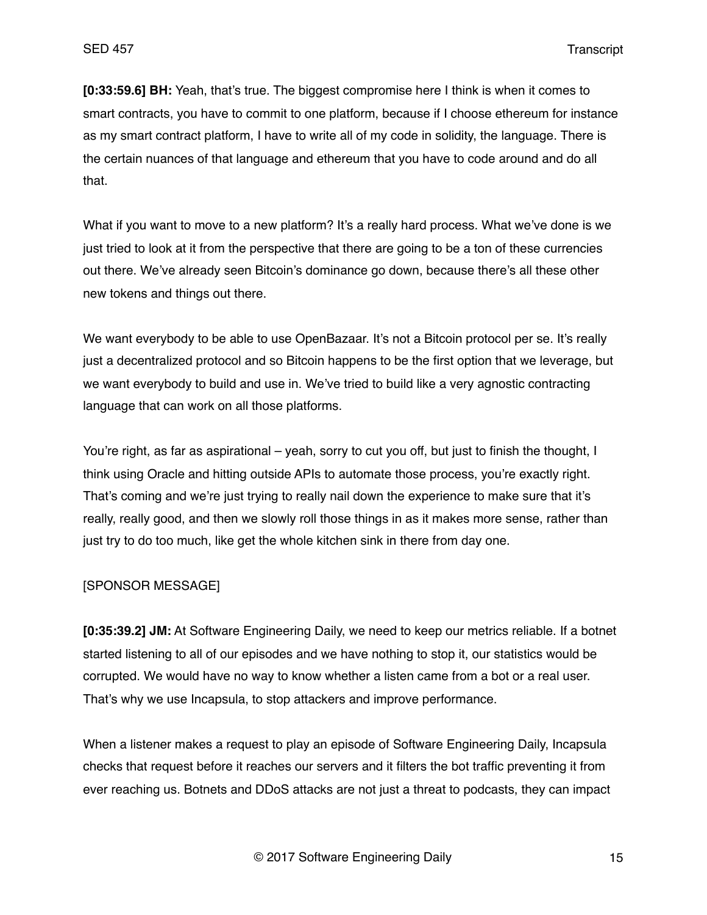**[0:33:59.6] BH:** Yeah, that's true. The biggest compromise here I think is when it comes to smart contracts, you have to commit to one platform, because if I choose ethereum for instance as my smart contract platform, I have to write all of my code in solidity, the language. There is the certain nuances of that language and ethereum that you have to code around and do all that.

What if you want to move to a new platform? It's a really hard process. What we've done is we just tried to look at it from the perspective that there are going to be a ton of these currencies out there. We've already seen Bitcoin's dominance go down, because there's all these other new tokens and things out there.

We want everybody to be able to use OpenBazaar. It's not a Bitcoin protocol per se. It's really just a decentralized protocol and so Bitcoin happens to be the first option that we leverage, but we want everybody to build and use in. We've tried to build like a very agnostic contracting language that can work on all those platforms.

You're right, as far as aspirational – yeah, sorry to cut you off, but just to finish the thought, I think using Oracle and hitting outside APIs to automate those process, you're exactly right. That's coming and we're just trying to really nail down the experience to make sure that it's really, really good, and then we slowly roll those things in as it makes more sense, rather than just try to do too much, like get the whole kitchen sink in there from day one.

[SPONSOR MESSAGE]

**[0:35:39.2] JM:** At Software Engineering Daily, we need to keep our metrics reliable. If a botnet started listening to all of our episodes and we have nothing to stop it, our statistics would be corrupted. We would have no way to know whether a listen came from a bot or a real user. That's why we use Incapsula, to stop attackers and improve performance.

When a listener makes a request to play an episode of Software Engineering Daily, Incapsula checks that request before it reaches our servers and it filters the bot traffic preventing it from ever reaching us. Botnets and DDoS attacks are not just a threat to podcasts, they can impact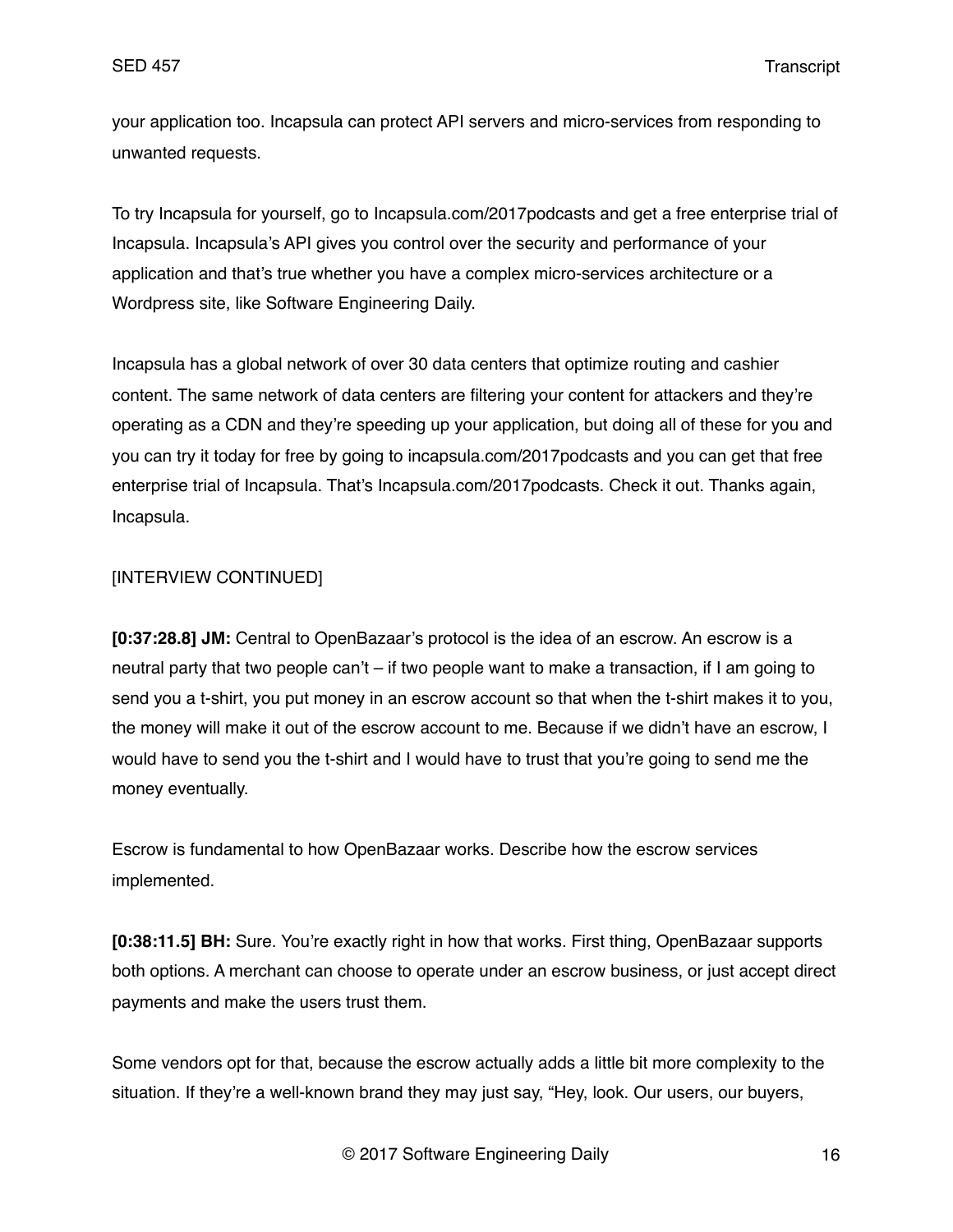your application too. Incapsula can protect API servers and micro-services from responding to unwanted requests.

To try Incapsula for yourself, go to Incapsula.com/2017podcasts and get a free enterprise trial of Incapsula. Incapsula's API gives you control over the security and performance of your application and that's true whether you have a complex micro-services architecture or a Wordpress site, like Software Engineering Daily.

Incapsula has a global network of over 30 data centers that optimize routing and cashier content. The same network of data centers are filtering your content for attackers and they're operating as a CDN and they're speeding up your application, but doing all of these for you and you can try it today for free by going to incapsula.com/2017podcasts and you can get that free enterprise trial of Incapsula. That's Incapsula.com/2017podcasts. Check it out. Thanks again, Incapsula.

[INTERVIEW CONTINUED]

**[0:37:28.8] JM:** Central to OpenBazaar's protocol is the idea of an escrow. An escrow is a neutral party that two people can't – if two people want to make a transaction, if I am going to send you a t-shirt, you put money in an escrow account so that when the t-shirt makes it to you, the money will make it out of the escrow account to me. Because if we didn't have an escrow, I would have to send you the t-shirt and I would have to trust that you're going to send me the money eventually.

Escrow is fundamental to how OpenBazaar works. Describe how the escrow services implemented.

**[0:38:11.5] BH:** Sure. You're exactly right in how that works. First thing, OpenBazaar supports both options. A merchant can choose to operate under an escrow business, or just accept direct payments and make the users trust them.

Some vendors opt for that, because the escrow actually adds a little bit more complexity to the situation. If they're a well-known brand they may just say, "Hey, look. Our users, our buyers,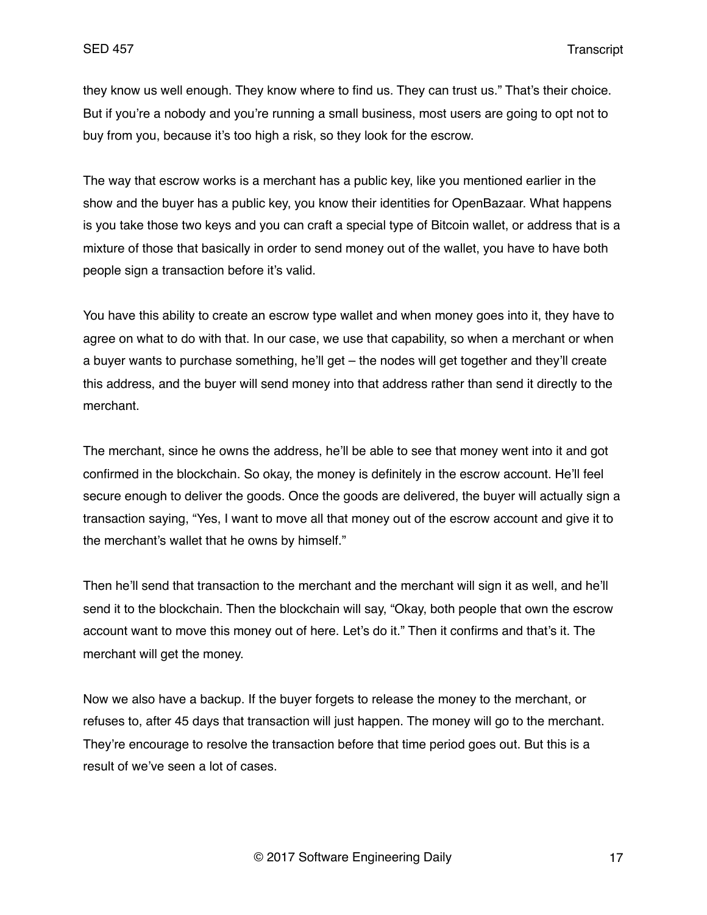they know us well enough. They know where to find us. They can trust us." That's their choice. But if you're a nobody and you're running a small business, most users are going to opt not to buy from you, because it's too high a risk, so they look for the escrow.

The way that escrow works is a merchant has a public key, like you mentioned earlier in the show and the buyer has a public key, you know their identities for OpenBazaar. What happens is you take those two keys and you can craft a special type of Bitcoin wallet, or address that is a mixture of those that basically in order to send money out of the wallet, you have to have both people sign a transaction before it's valid.

You have this ability to create an escrow type wallet and when money goes into it, they have to agree on what to do with that. In our case, we use that capability, so when a merchant or when a buyer wants to purchase something, he'll get – the nodes will get together and they'll create this address, and the buyer will send money into that address rather than send it directly to the merchant.

The merchant, since he owns the address, he'll be able to see that money went into it and got confirmed in the blockchain. So okay, the money is definitely in the escrow account. He'll feel secure enough to deliver the goods. Once the goods are delivered, the buyer will actually sign a transaction saying, "Yes, I want to move all that money out of the escrow account and give it to the merchant's wallet that he owns by himself."

Then he'll send that transaction to the merchant and the merchant will sign it as well, and he'll send it to the blockchain. Then the blockchain will say, "Okay, both people that own the escrow account want to move this money out of here. Let's do it." Then it confirms and that's it. The merchant will get the money.

Now we also have a backup. If the buyer forgets to release the money to the merchant, or refuses to, after 45 days that transaction will just happen. The money will go to the merchant. They're encourage to resolve the transaction before that time period goes out. But this is a result of we've seen a lot of cases.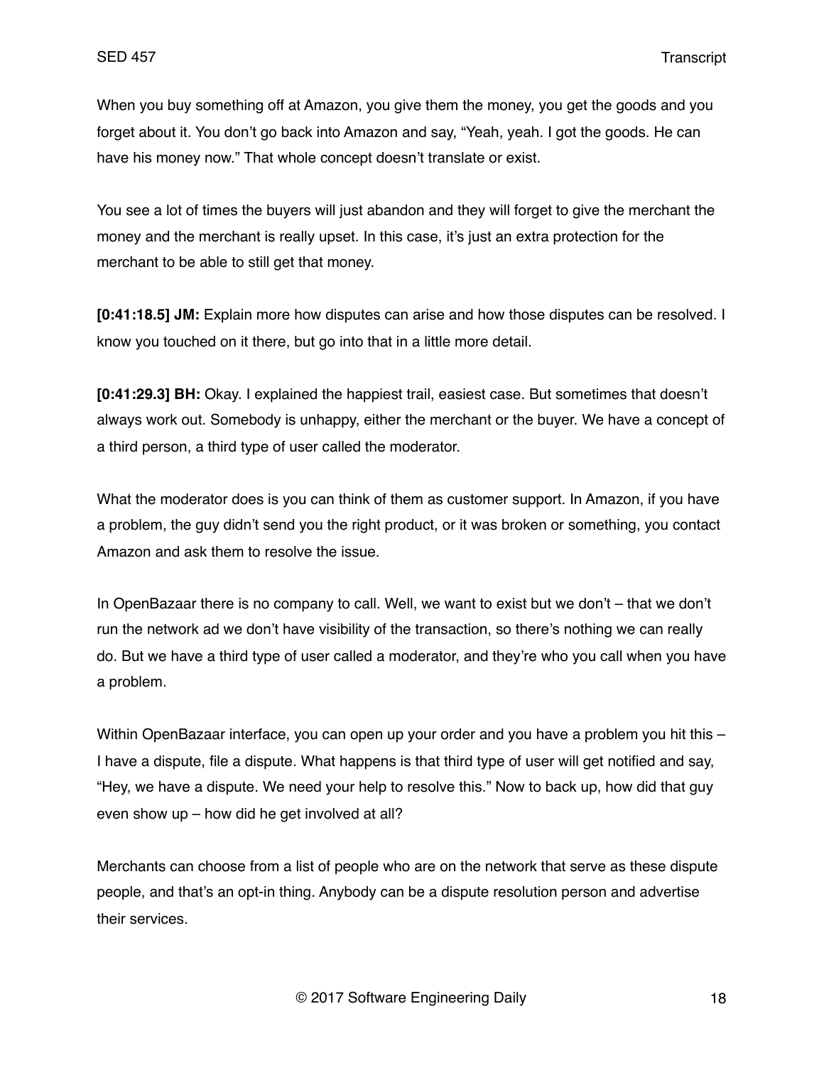When you buy something off at Amazon, you give them the money, you get the goods and you forget about it. You don't go back into Amazon and say, "Yeah, yeah. I got the goods. He can have his money now." That whole concept doesn't translate or exist.

You see a lot of times the buyers will just abandon and they will forget to give the merchant the money and the merchant is really upset. In this case, it's just an extra protection for the merchant to be able to still get that money.

**[0:41:18.5] JM:** Explain more how disputes can arise and how those disputes can be resolved. I know you touched on it there, but go into that in a little more detail.

**[0:41:29.3] BH:** Okay. I explained the happiest trail, easiest case. But sometimes that doesn't always work out. Somebody is unhappy, either the merchant or the buyer. We have a concept of a third person, a third type of user called the moderator.

What the moderator does is you can think of them as customer support. In Amazon, if you have a problem, the guy didn't send you the right product, or it was broken or something, you contact Amazon and ask them to resolve the issue.

In OpenBazaar there is no company to call. Well, we want to exist but we don't – that we don't run the network ad we don't have visibility of the transaction, so there's nothing we can really do. But we have a third type of user called a moderator, and they're who you call when you have a problem.

Within OpenBazaar interface, you can open up your order and you have a problem you hit this – I have a dispute, file a dispute. What happens is that third type of user will get notified and say, "Hey, we have a dispute. We need your help to resolve this." Now to back up, how did that guy even show up – how did he get involved at all?

Merchants can choose from a list of people who are on the network that serve as these dispute people, and that's an opt-in thing. Anybody can be a dispute resolution person and advertise their services.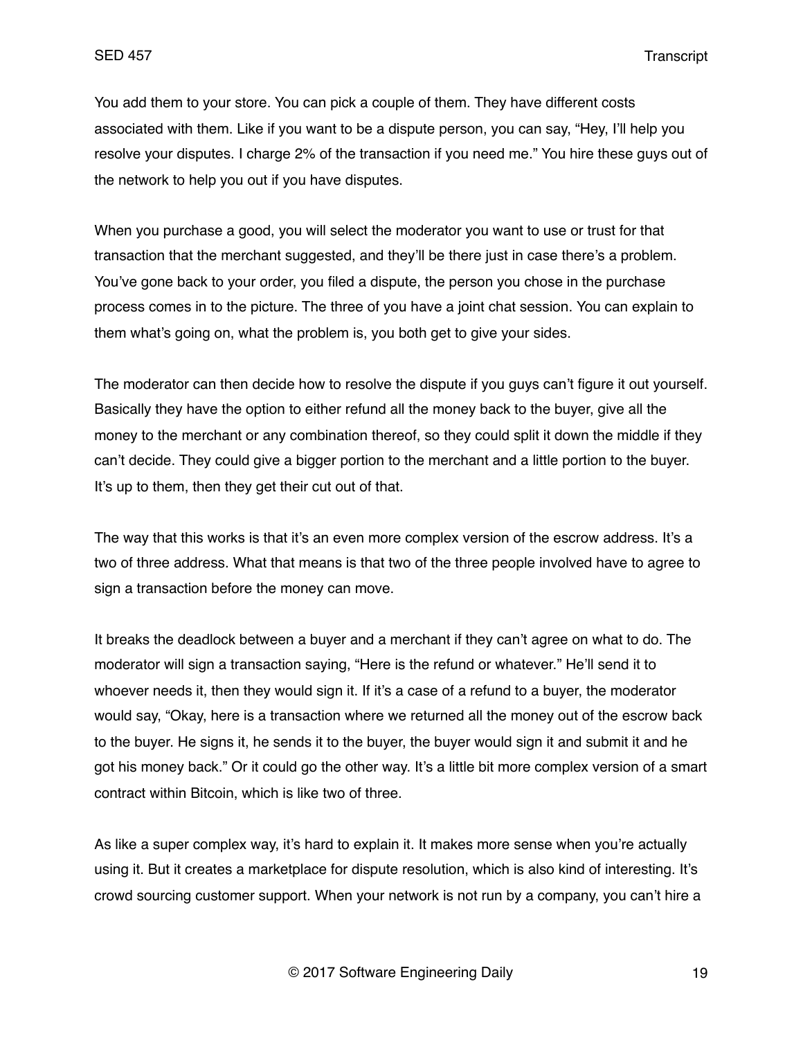You add them to your store. You can pick a couple of them. They have different costs associated with them. Like if you want to be a dispute person, you can say, "Hey, I'll help you resolve your disputes. I charge 2% of the transaction if you need me." You hire these guys out of the network to help you out if you have disputes.

When you purchase a good, you will select the moderator you want to use or trust for that transaction that the merchant suggested, and they'll be there just in case there's a problem. You've gone back to your order, you filed a dispute, the person you chose in the purchase process comes in to the picture. The three of you have a joint chat session. You can explain to them what's going on, what the problem is, you both get to give your sides.

The moderator can then decide how to resolve the dispute if you guys can't figure it out yourself. Basically they have the option to either refund all the money back to the buyer, give all the money to the merchant or any combination thereof, so they could split it down the middle if they can't decide. They could give a bigger portion to the merchant and a little portion to the buyer. It's up to them, then they get their cut out of that.

The way that this works is that it's an even more complex version of the escrow address. It's a two of three address. What that means is that two of the three people involved have to agree to sign a transaction before the money can move.

It breaks the deadlock between a buyer and a merchant if they can't agree on what to do. The moderator will sign a transaction saying, "Here is the refund or whatever." He'll send it to whoever needs it, then they would sign it. If it's a case of a refund to a buyer, the moderator would say, "Okay, here is a transaction where we returned all the money out of the escrow back to the buyer. He signs it, he sends it to the buyer, the buyer would sign it and submit it and he got his money back." Or it could go the other way. It's a little bit more complex version of a smart contract within Bitcoin, which is like two of three.

As like a super complex way, it's hard to explain it. It makes more sense when you're actually using it. But it creates a marketplace for dispute resolution, which is also kind of interesting. It's crowd sourcing customer support. When your network is not run by a company, you can't hire a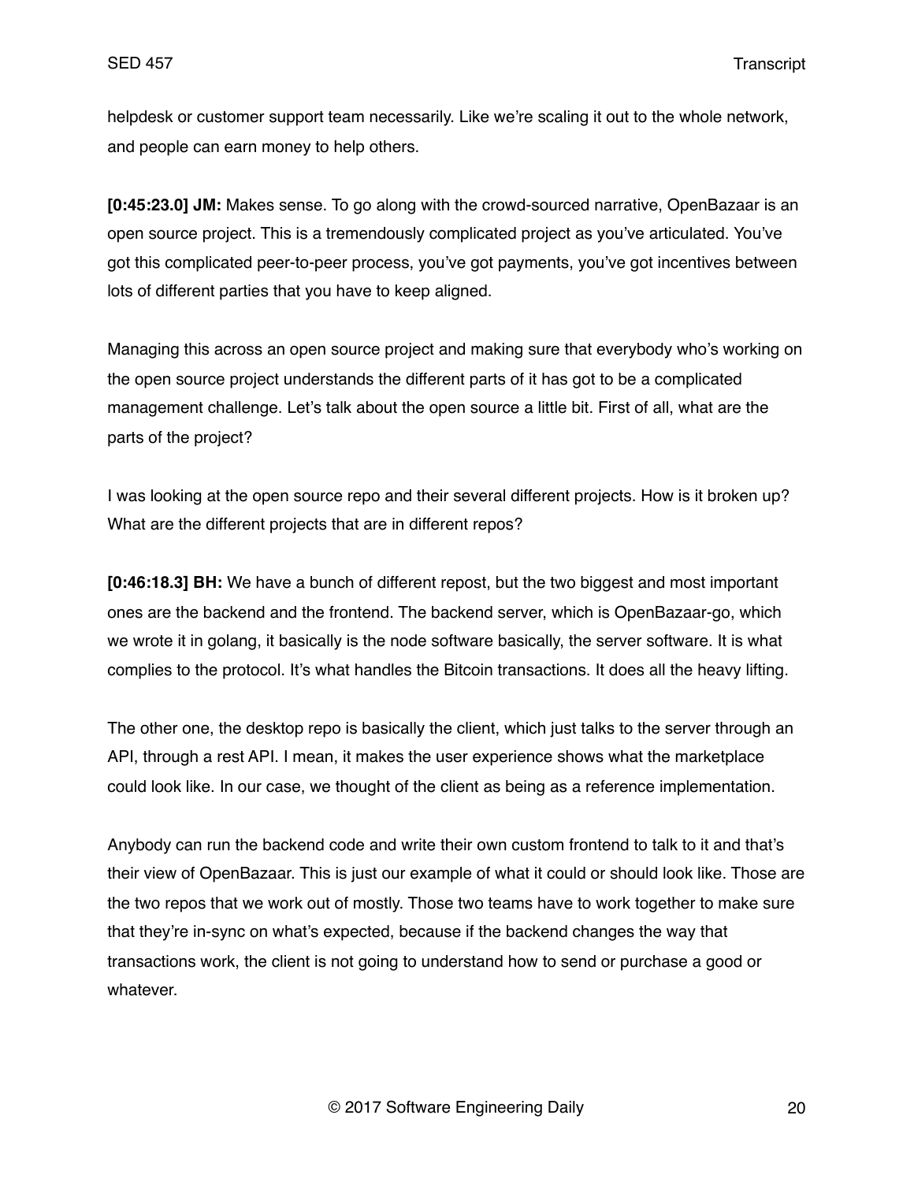helpdesk or customer support team necessarily. Like we're scaling it out to the whole network, and people can earn money to help others.

**[0:45:23.0] JM:** Makes sense. To go along with the crowd-sourced narrative, OpenBazaar is an open source project. This is a tremendously complicated project as you've articulated. You've got this complicated peer-to-peer process, you've got payments, you've got incentives between lots of different parties that you have to keep aligned.

Managing this across an open source project and making sure that everybody who's working on the open source project understands the different parts of it has got to be a complicated management challenge. Let's talk about the open source a little bit. First of all, what are the parts of the project?

I was looking at the open source repo and their several different projects. How is it broken up? What are the different projects that are in different repos?

**[0:46:18.3] BH:** We have a bunch of different repost, but the two biggest and most important ones are the backend and the frontend. The backend server, which is OpenBazaar-go, which we wrote it in golang, it basically is the node software basically, the server software. It is what complies to the protocol. It's what handles the Bitcoin transactions. It does all the heavy lifting.

The other one, the desktop repo is basically the client, which just talks to the server through an API, through a rest API. I mean, it makes the user experience shows what the marketplace could look like. In our case, we thought of the client as being as a reference implementation.

Anybody can run the backend code and write their own custom frontend to talk to it and that's their view of OpenBazaar. This is just our example of what it could or should look like. Those are the two repos that we work out of mostly. Those two teams have to work together to make sure that they're in-sync on what's expected, because if the backend changes the way that transactions work, the client is not going to understand how to send or purchase a good or whatever.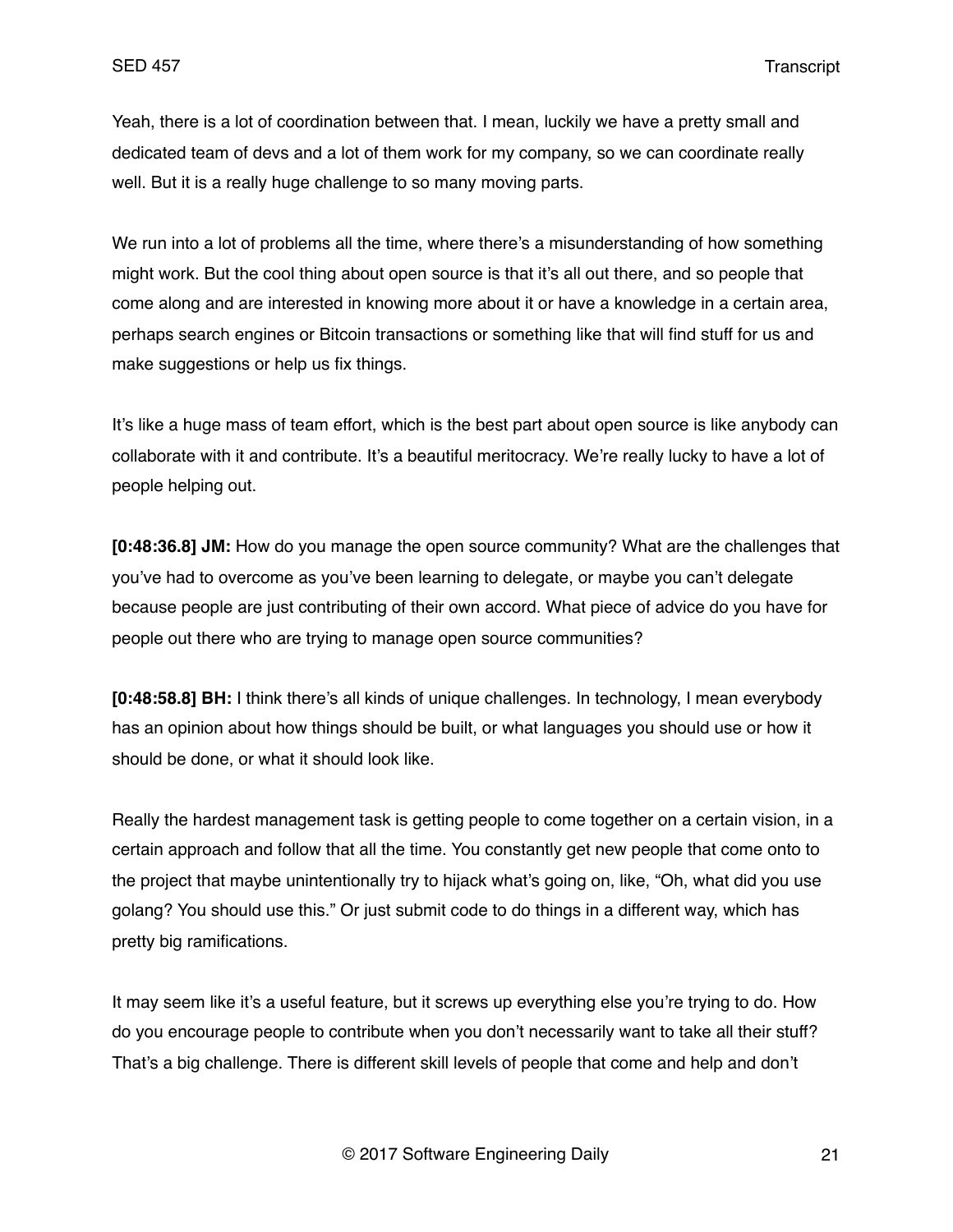Yeah, there is a lot of coordination between that. I mean, luckily we have a pretty small and dedicated team of devs and a lot of them work for my company, so we can coordinate really well. But it is a really huge challenge to so many moving parts.

We run into a lot of problems all the time, where there's a misunderstanding of how something might work. But the cool thing about open source is that it's all out there, and so people that come along and are interested in knowing more about it or have a knowledge in a certain area, perhaps search engines or Bitcoin transactions or something like that will find stuff for us and make suggestions or help us fix things.

It's like a huge mass of team effort, which is the best part about open source is like anybody can collaborate with it and contribute. It's a beautiful meritocracy. We're really lucky to have a lot of people helping out.

**[0:48:36.8] JM:** How do you manage the open source community? What are the challenges that you've had to overcome as you've been learning to delegate, or maybe you can't delegate because people are just contributing of their own accord. What piece of advice do you have for people out there who are trying to manage open source communities?

**[0:48:58.8] BH:** I think there's all kinds of unique challenges. In technology, I mean everybody has an opinion about how things should be built, or what languages you should use or how it should be done, or what it should look like.

Really the hardest management task is getting people to come together on a certain vision, in a certain approach and follow that all the time. You constantly get new people that come onto to the project that maybe unintentionally try to hijack what's going on, like, "Oh, what did you use golang? You should use this." Or just submit code to do things in a different way, which has pretty big ramifications.

It may seem like it's a useful feature, but it screws up everything else you're trying to do. How do you encourage people to contribute when you don't necessarily want to take all their stuff? That's a big challenge. There is different skill levels of people that come and help and don't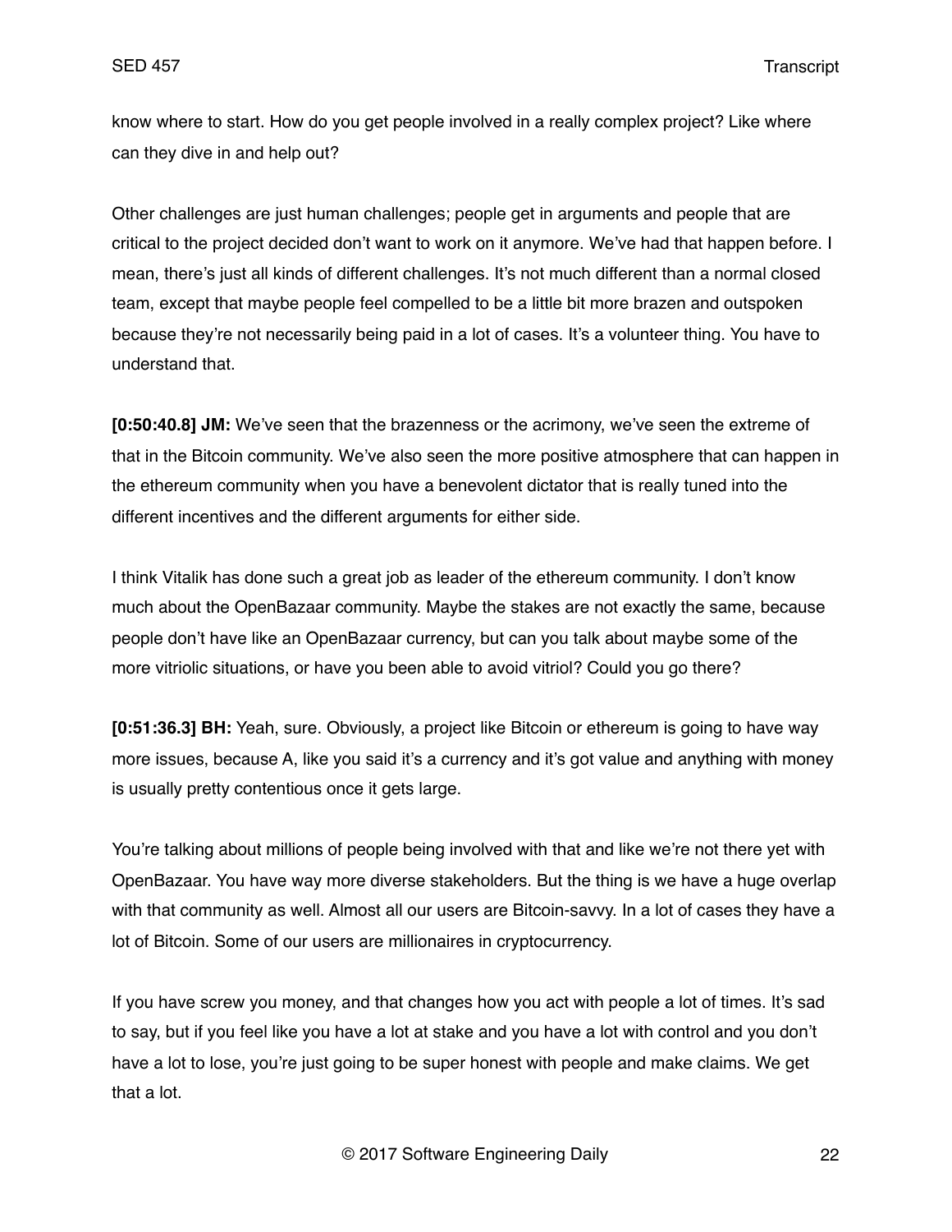know where to start. How do you get people involved in a really complex project? Like where can they dive in and help out?

Other challenges are just human challenges; people get in arguments and people that are critical to the project decided don't want to work on it anymore. We've had that happen before. I mean, there's just all kinds of different challenges. It's not much different than a normal closed team, except that maybe people feel compelled to be a little bit more brazen and outspoken because they're not necessarily being paid in a lot of cases. It's a volunteer thing. You have to understand that.

**[0:50:40.8] JM:** We've seen that the brazenness or the acrimony, we've seen the extreme of that in the Bitcoin community. We've also seen the more positive atmosphere that can happen in the ethereum community when you have a benevolent dictator that is really tuned into the different incentives and the different arguments for either side.

I think Vitalik has done such a great job as leader of the ethereum community. I don't know much about the OpenBazaar community. Maybe the stakes are not exactly the same, because people don't have like an OpenBazaar currency, but can you talk about maybe some of the more vitriolic situations, or have you been able to avoid vitriol? Could you go there?

**[0:51:36.3] BH:** Yeah, sure. Obviously, a project like Bitcoin or ethereum is going to have way more issues, because A, like you said it's a currency and it's got value and anything with money is usually pretty contentious once it gets large.

You're talking about millions of people being involved with that and like we're not there yet with OpenBazaar. You have way more diverse stakeholders. But the thing is we have a huge overlap with that community as well. Almost all our users are Bitcoin-savvy. In a lot of cases they have a lot of Bitcoin. Some of our users are millionaires in cryptocurrency.

If you have screw you money, and that changes how you act with people a lot of times. It's sad to say, but if you feel like you have a lot at stake and you have a lot with control and you don't have a lot to lose, you're just going to be super honest with people and make claims. We get that a lot.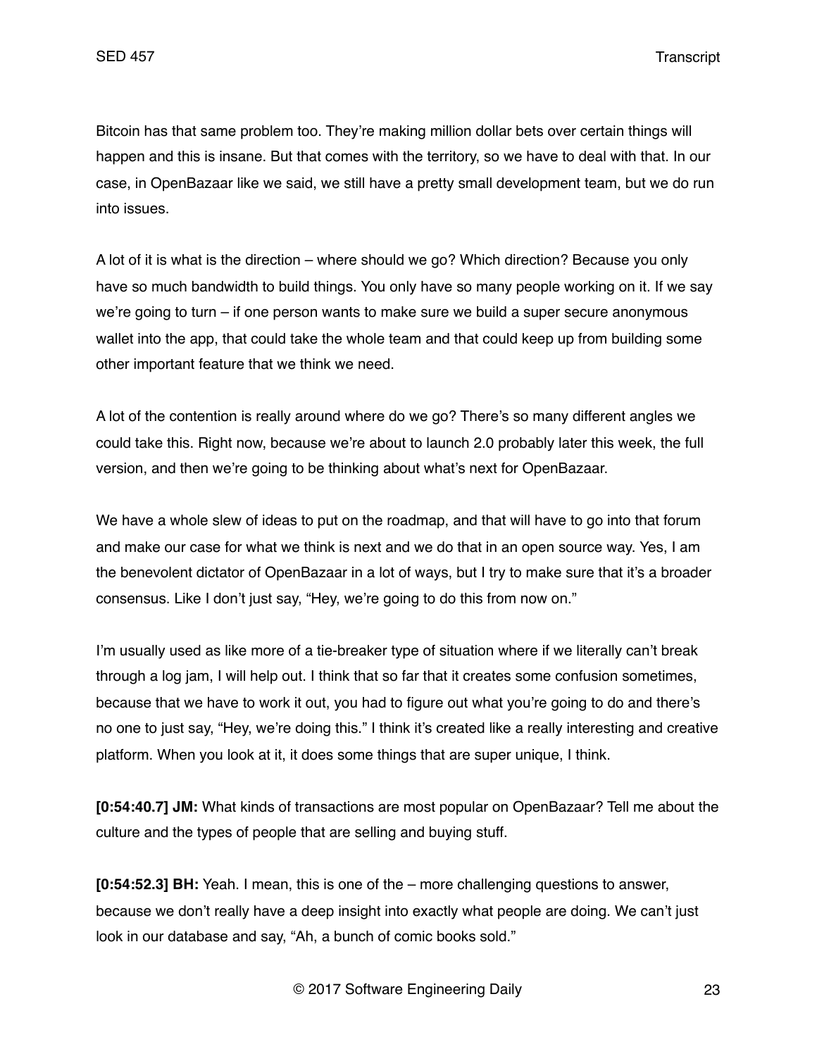Bitcoin has that same problem too. They're making million dollar bets over certain things will happen and this is insane. But that comes with the territory, so we have to deal with that. In our case, in OpenBazaar like we said, we still have a pretty small development team, but we do run into issues.

A lot of it is what is the direction – where should we go? Which direction? Because you only have so much bandwidth to build things. You only have so many people working on it. If we say we're going to turn – if one person wants to make sure we build a super secure anonymous wallet into the app, that could take the whole team and that could keep up from building some other important feature that we think we need.

A lot of the contention is really around where do we go? There's so many different angles we could take this. Right now, because we're about to launch 2.0 probably later this week, the full version, and then we're going to be thinking about what's next for OpenBazaar.

We have a whole slew of ideas to put on the roadmap, and that will have to go into that forum and make our case for what we think is next and we do that in an open source way. Yes, I am the benevolent dictator of OpenBazaar in a lot of ways, but I try to make sure that it's a broader consensus. Like I don't just say, "Hey, we're going to do this from now on."

I'm usually used as like more of a tie-breaker type of situation where if we literally can't break through a log jam, I will help out. I think that so far that it creates some confusion sometimes, because that we have to work it out, you had to figure out what you're going to do and there's no one to just say, "Hey, we're doing this." I think it's created like a really interesting and creative platform. When you look at it, it does some things that are super unique, I think.

**[0:54:40.7] JM:** What kinds of transactions are most popular on OpenBazaar? Tell me about the culture and the types of people that are selling and buying stuff.

**[0:54:52.3] BH:** Yeah. I mean, this is one of the – more challenging questions to answer, because we don't really have a deep insight into exactly what people are doing. We can't just look in our database and say, "Ah, a bunch of comic books sold."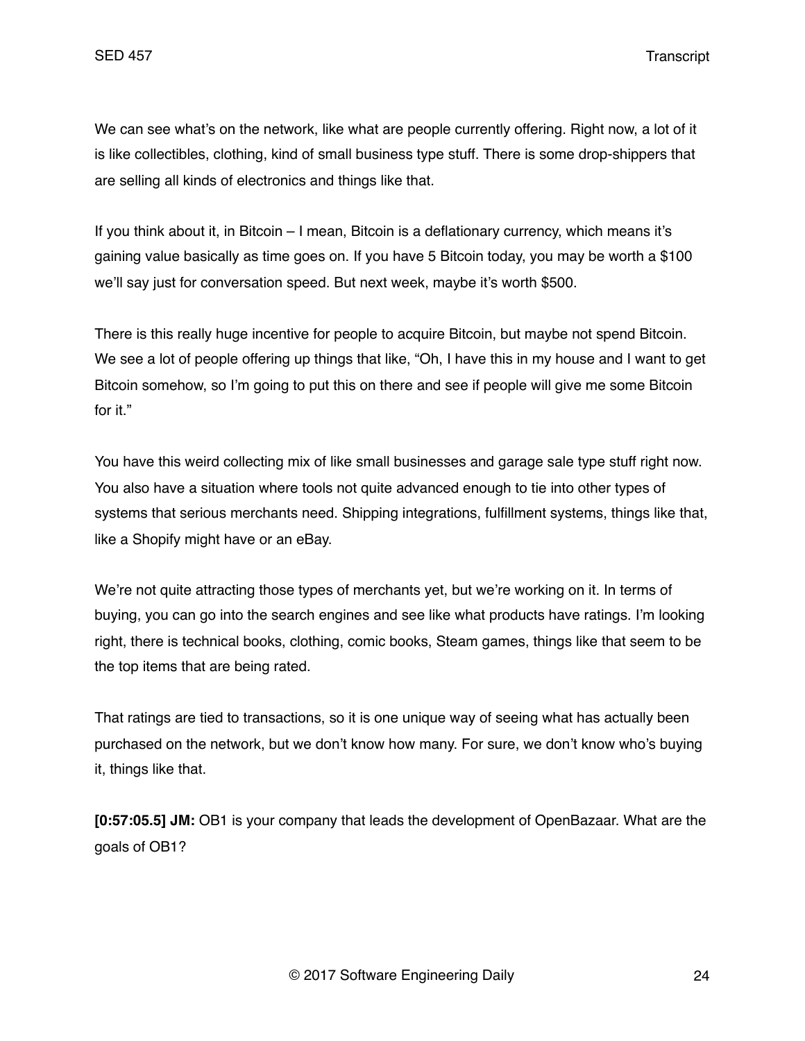We can see what's on the network, like what are people currently offering. Right now, a lot of it is like collectibles, clothing, kind of small business type stuff. There is some drop-shippers that are selling all kinds of electronics and things like that.

If you think about it, in Bitcoin – I mean, Bitcoin is a deflationary currency, which means it's gaining value basically as time goes on. If you have 5 Bitcoin today, you may be worth a $100 we'll say just for conversation speed. But next week, maybe it's worth $500.

There is this really huge incentive for people to acquire Bitcoin, but maybe not spend Bitcoin. We see a lot of people offering up things that like, "Oh, I have this in my house and I want to get Bitcoin somehow, so I'm going to put this on there and see if people will give me some Bitcoin for it."

You have this weird collecting mix of like small businesses and garage sale type stuff right now. You also have a situation where tools not quite advanced enough to tie into other types of systems that serious merchants need. Shipping integrations, fulfillment systems, things like that, like a Shopify might have or an eBay.

We're not quite attracting those types of merchants yet, but we're working on it. In terms of buying, you can go into the search engines and see like what products have ratings. I'm looking right, there is technical books, clothing, comic books, Steam games, things like that seem to be the top items that are being rated.

That ratings are tied to transactions, so it is one unique way of seeing what has actually been purchased on the network, but we don't know how many. For sure, we don't know who's buying it, things like that.

**[0:57:05.5] JM:** OB1 is your company that leads the development of OpenBazaar. What are the goals of OB1?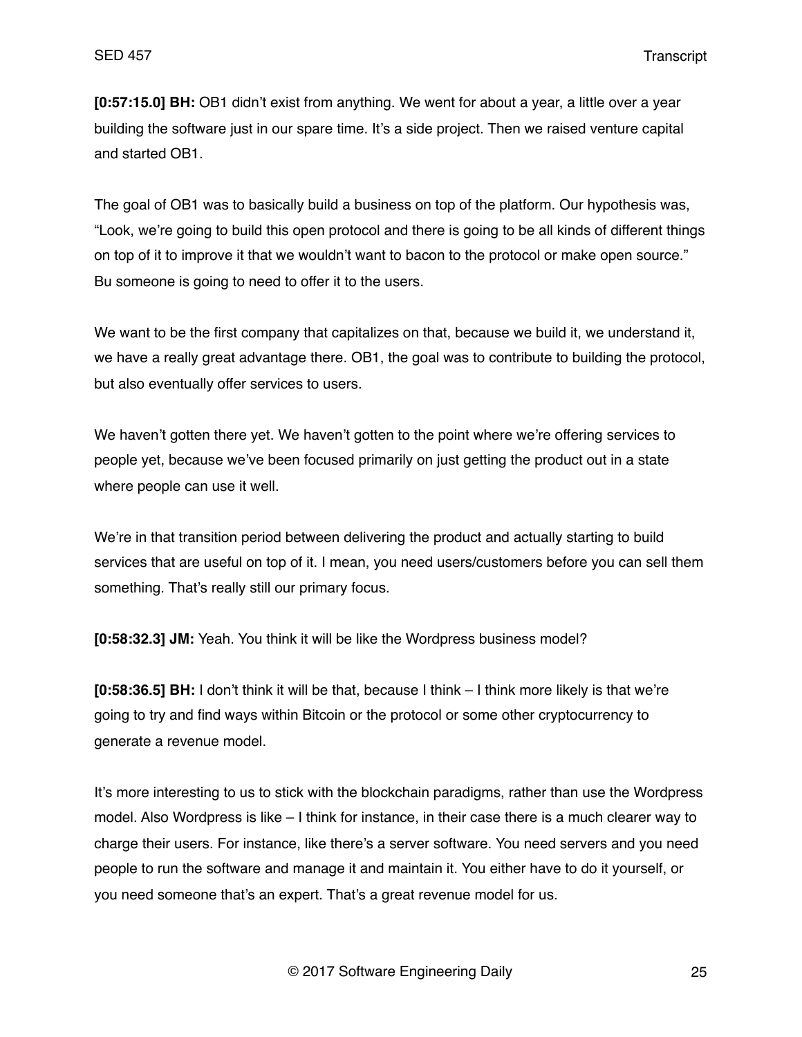**[0:57:15.0] BH:** OB1 didn't exist from anything. We went for about a year, a little over a year building the software just in our spare time. It's a side project. Then we raised venture capital and started OB1.

The goal of OB1 was to basically build a business on top of the platform. Our hypothesis was, "Look, we're going to build this open protocol and there is going to be all kinds of different things on top of it to improve it that we wouldn't want to bacon to the protocol or make open source." Bu someone is going to need to offer it to the users.

We want to be the first company that capitalizes on that, because we build it, we understand it, we have a really great advantage there. OB1, the goal was to contribute to building the protocol, but also eventually offer services to users.

We haven't gotten there yet. We haven't gotten to the point where we're offering services to people yet, because we've been focused primarily on just getting the product out in a state where people can use it well.

We're in that transition period between delivering the product and actually starting to build services that are useful on top of it. I mean, you need users/customers before you can sell them something. That's really still our primary focus.

**[0:58:32.3] JM:** Yeah. You think it will be like the Wordpress business model?

**[0:58:36.5] BH:** I don't think it will be that, because I think – I think more likely is that we're going to try and find ways within Bitcoin or the protocol or some other cryptocurrency to generate a revenue model.

It's more interesting to us to stick with the blockchain paradigms, rather than use the Wordpress model. Also Wordpress is like – I think for instance, in their case there is a much clearer way to charge their users. For instance, like there's a server software. You need servers and you need people to run the software and manage it and maintain it. You either have to do it yourself, or you need someone that's an expert. That's a great revenue model for us.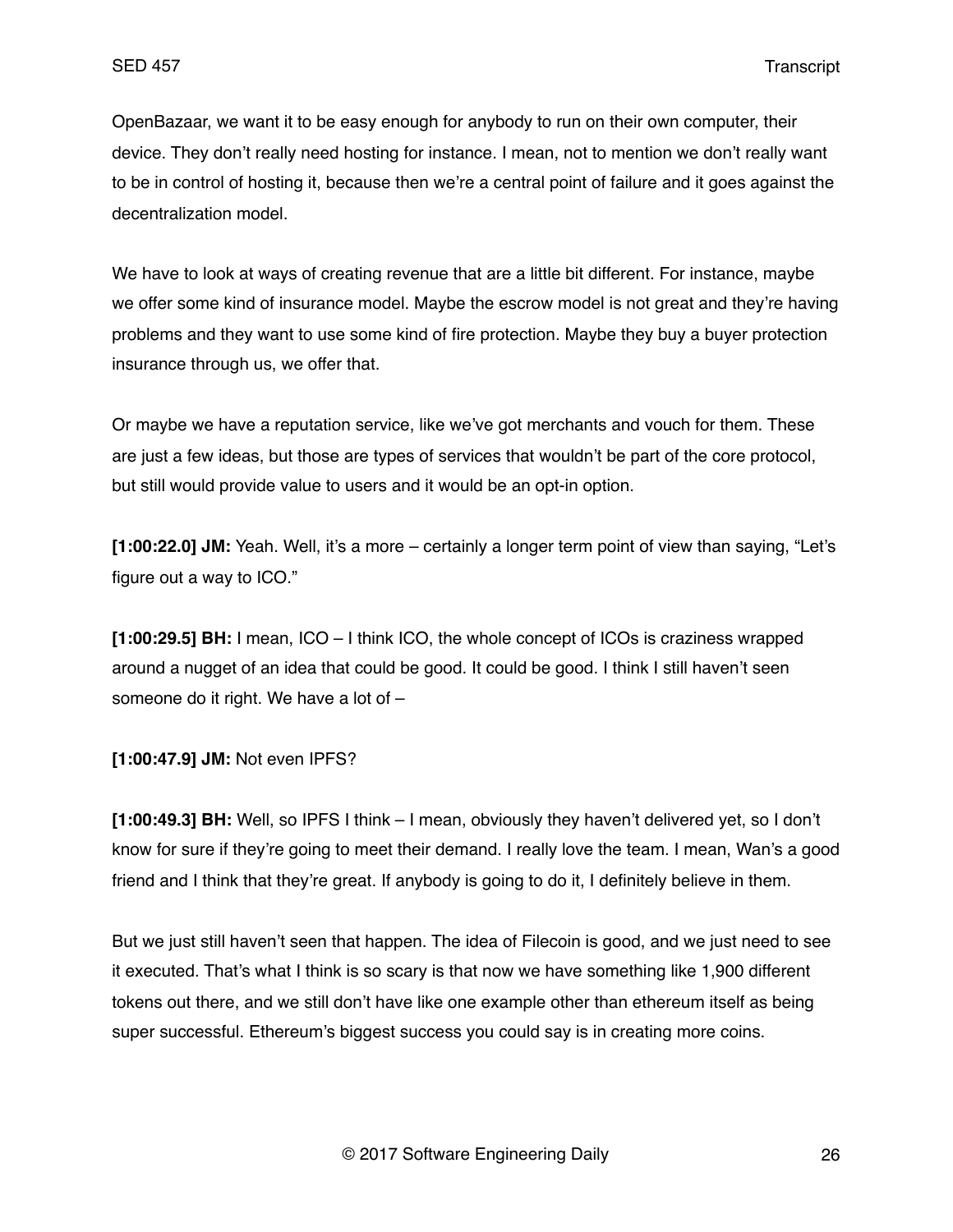OpenBazaar, we want it to be easy enough for anybody to run on their own computer, their device. They don't really need hosting for instance. I mean, not to mention we don't really want to be in control of hosting it, because then we're a central point of failure and it goes against the decentralization model.

We have to look at ways of creating revenue that are a little bit different. For instance, maybe we offer some kind of insurance model. Maybe the escrow model is not great and they're having problems and they want to use some kind of fire protection. Maybe they buy a buyer protection insurance through us, we offer that.

Or maybe we have a reputation service, like we've got merchants and vouch for them. These are just a few ideas, but those are types of services that wouldn't be part of the core protocol, but still would provide value to users and it would be an opt-in option.

**[1:00:22.0] JM:** Yeah. Well, it's a more – certainly a longer term point of view than saying, "Let's figure out a way to ICO."

**[1:00:29.5] BH:** I mean, ICO – I think ICO, the whole concept of ICOs is craziness wrapped around a nugget of an idea that could be good. It could be good. I think I still haven't seen someone do it right. We have a lot of –

**[1:00:47.9] JM:** Not even IPFS?

**[1:00:49.3] BH:** Well, so IPFS I think – I mean, obviously they haven't delivered yet, so I don't know for sure if they're going to meet their demand. I really love the team. I mean, Wan's a good friend and I think that they're great. If anybody is going to do it, I definitely believe in them.

But we just still haven't seen that happen. The idea of Filecoin is good, and we just need to see it executed. That's what I think is so scary is that now we have something like 1,900 different tokens out there, and we still don't have like one example other than ethereum itself as being super successful. Ethereum's biggest success you could say is in creating more coins.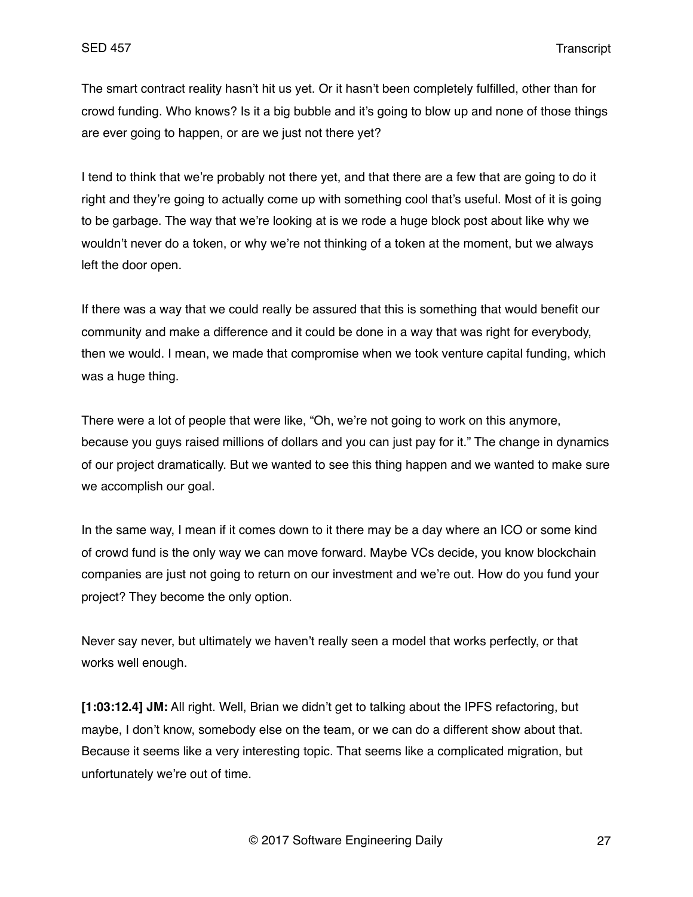The smart contract reality hasn't hit us yet. Or it hasn't been completely fulfilled, other than for crowd funding. Who knows? Is it a big bubble and it's going to blow up and none of those things are ever going to happen, or are we just not there yet?

I tend to think that we're probably not there yet, and that there are a few that are going to do it right and they're going to actually come up with something cool that's useful. Most of it is going to be garbage. The way that we're looking at is we rode a huge block post about like why we wouldn't never do a token, or why we're not thinking of a token at the moment, but we always left the door open.

If there was a way that we could really be assured that this is something that would benefit our community and make a difference and it could be done in a way that was right for everybody, then we would. I mean, we made that compromise when we took venture capital funding, which was a huge thing.

There were a lot of people that were like, "Oh, we're not going to work on this anymore, because you guys raised millions of dollars and you can just pay for it." The change in dynamics of our project dramatically. But we wanted to see this thing happen and we wanted to make sure we accomplish our goal.

In the same way, I mean if it comes down to it there may be a day where an ICO or some kind of crowd fund is the only way we can move forward. Maybe VCs decide, you know blockchain companies are just not going to return on our investment and we're out. How do you fund your project? They become the only option.

Never say never, but ultimately we haven't really seen a model that works perfectly, or that works well enough.

**[1:03:12.4] JM:** All right. Well, Brian we didn't get to talking about the IPFS refactoring, but maybe, I don't know, somebody else on the team, or we can do a different show about that. Because it seems like a very interesting topic. That seems like a complicated migration, but unfortunately we're out of time.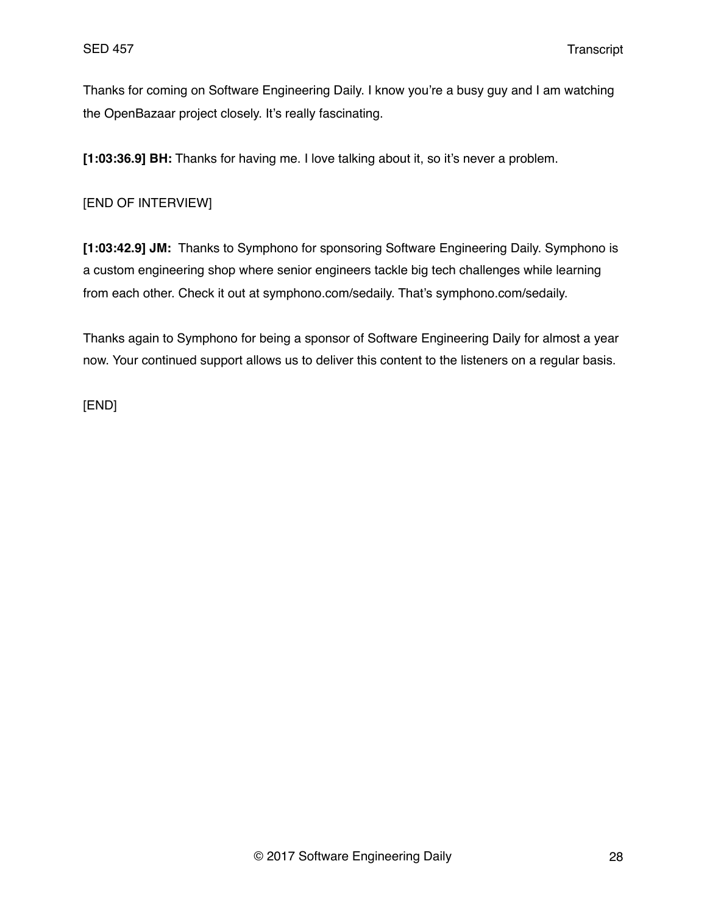Thanks for coming on Software Engineering Daily. I know you're a busy guy and I am watching the OpenBazaar project closely. It's really fascinating.

**[1:03:36.9] BH:** Thanks for having me. I love talking about it, so it's never a problem.

[END OF INTERVIEW]

**[1:03:42.9] JM:** Thanks to Symphono for sponsoring Software Engineering Daily. Symphono is a custom engineering shop where senior engineers tackle big tech challenges while learning from each other. Check it out at symphono.com/sedaily. That's symphono.com/sedaily.

Thanks again to Symphono for being a sponsor of Software Engineering Daily for almost a year now. Your continued support allows us to deliver this content to the listeners on a regular basis.

[END]